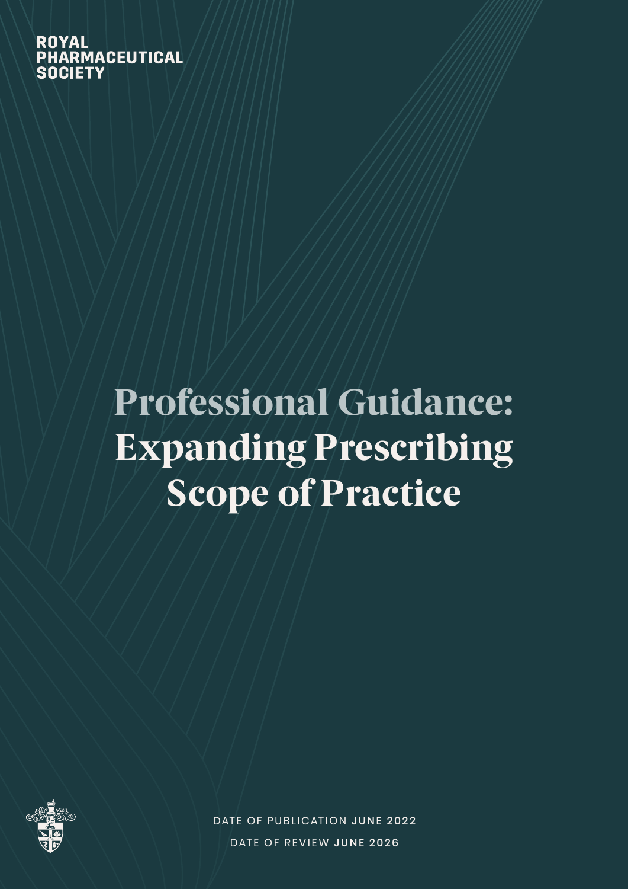ROYAL PHARMACEUTICAL SOCIETY

# Professional Guidance: Expanding Prescribing Scope of Practice

DATE OF PUBLICATION **JUNE 2022**

DATE OF REVIEW **JUNE 2026**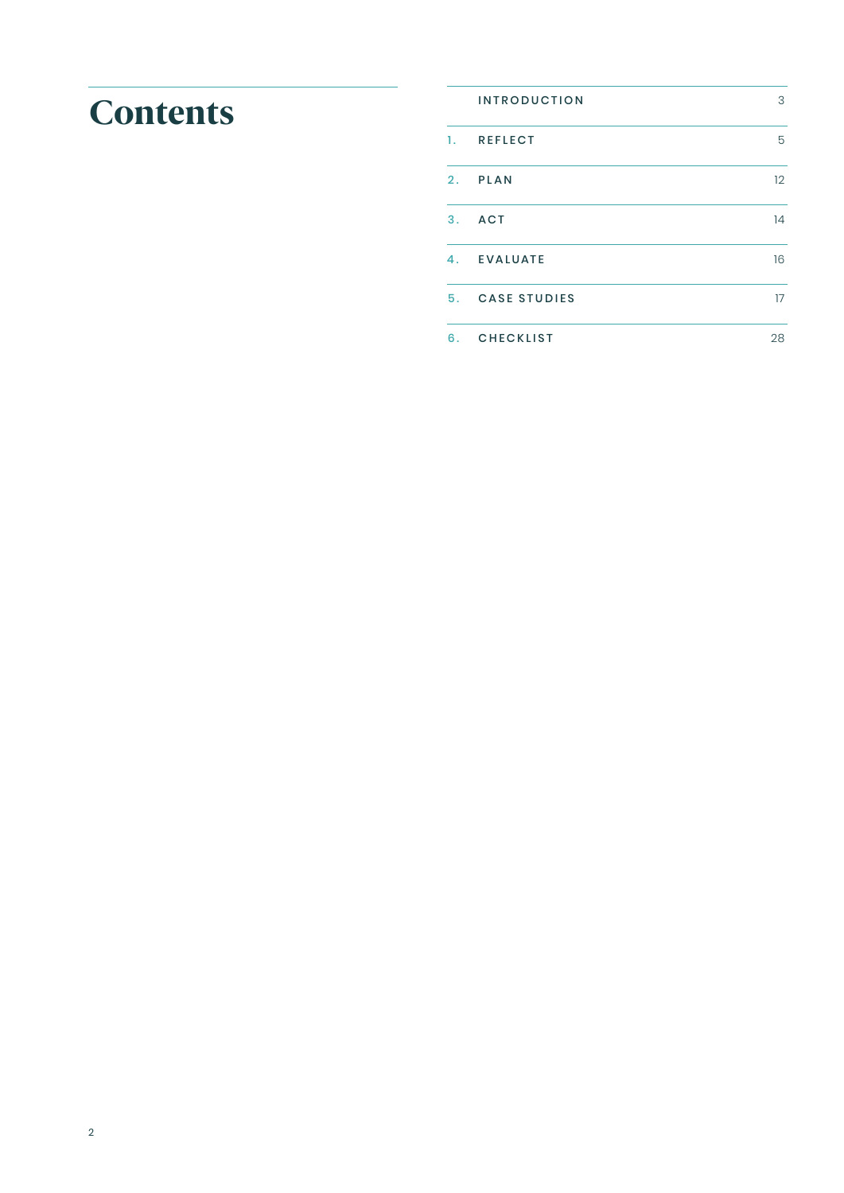# Contents

| | | |
|---|---|---|
| | INTRODUCTION | 3 |
| 1. | REFLECT | 5 |
| 2. | PLAN | 12 |
| 3. | ACT | 14 |
| 4. | EVALUATE | 16 |
| 5. | CASE STUDIES | 17 |
| 6. | CHECKLIST | 28 |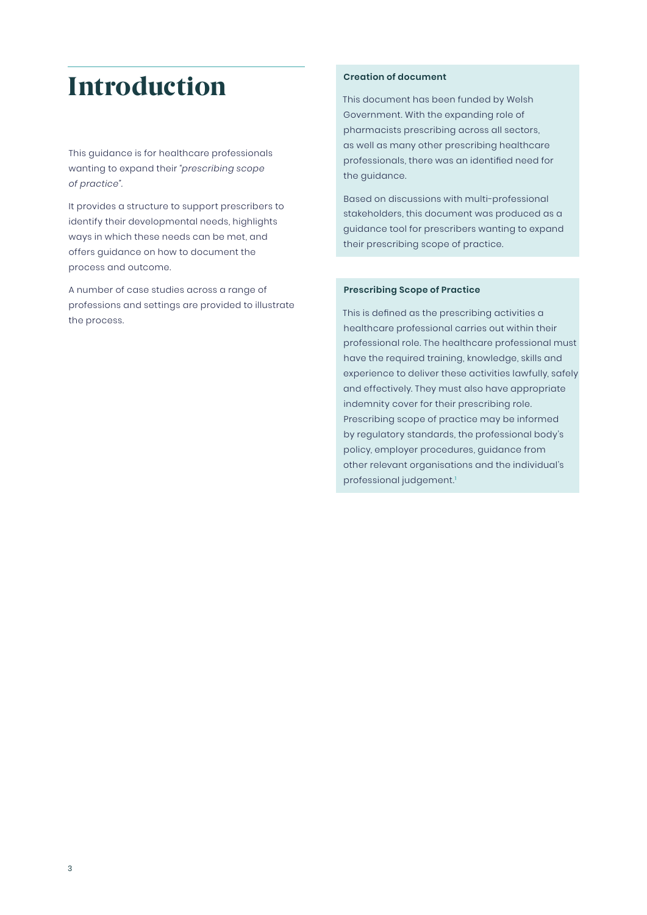# Introduction

This guidance is for healthcare professionals wanting to expand their *"prescribing scope of practice"*.

It provides a structure to support prescribers to identify their developmental needs, highlights ways in which these needs can be met, and offers guidance on how to document the process and outcome.

A number of case studies across a range of professions and settings are provided to illustrate the process.

**Creation of document**

This document has been funded by Welsh Government. With the expanding role of pharmacists prescribing across all sectors, as well as many other prescribing healthcare professionals, there was an identified need for the guidance.

Based on discussions with multi-professional stakeholders, this document was produced as a guidance tool for prescribers wanting to expand their prescribing scope of practice.

**Prescribing Scope of Practice**

This is defined as the prescribing activities a healthcare professional carries out within their professional role. The healthcare professional must have the required training, knowledge, skills and experience to deliver these activities lawfully, safely and effectively. They must also have appropriate indemnity cover for their prescribing role. Prescribing scope of practice may be informed by regulatory standards, the professional body's policy, employer procedures, guidance from other relevant organisations and the individual's professional judgement.[1]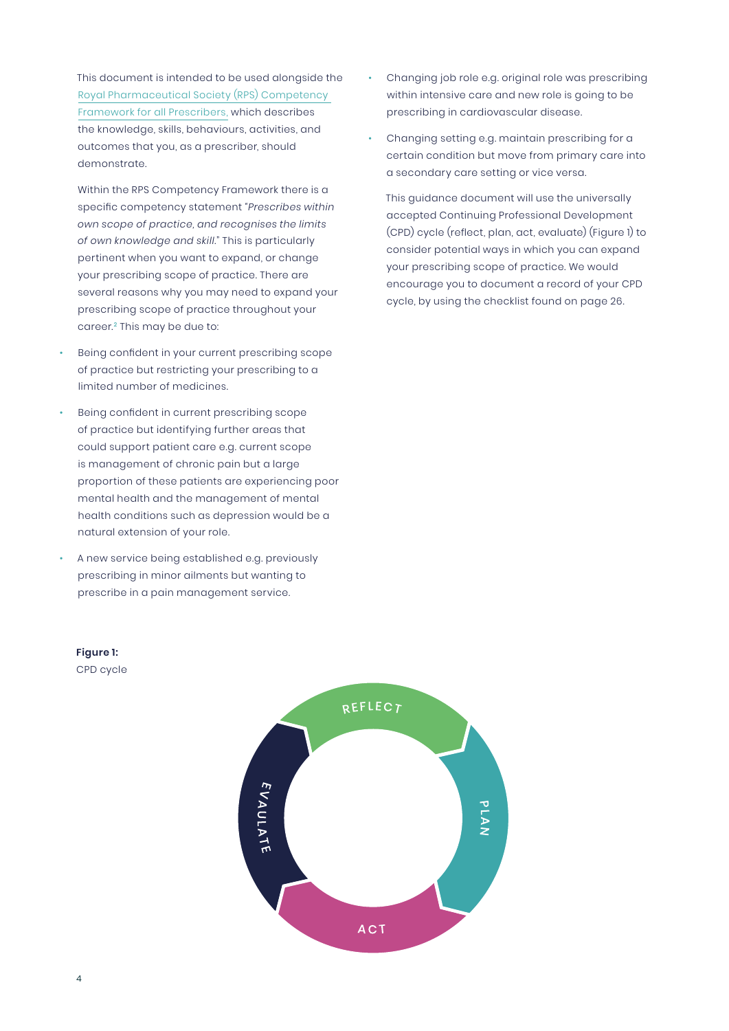This document is intended to be used alongside the Royal Pharmaceutical Society (RPS) Competency Framework for all Prescribers, which describes the knowledge, skills, behaviours, activities, and outcomes that you, as a prescriber, should demonstrate.

Within the RPS Competency Framework there is a specific competency statement "*Prescribes within own scope of practice, and recognises the limits of own knowledge and skill.*" This is particularly pertinent when you want to expand, or change your prescribing scope of practice. There are several reasons why you may need to expand your prescribing scope of practice throughout your career.[2] This may be due to:

- Being confident in your current prescribing scope of practice but restricting your prescribing to a limited number of medicines.
- Being confident in current prescribing scope of practice but identifying further areas that could support patient care e.g. current scope is management of chronic pain but a large proportion of these patients are experiencing poor mental health and the management of mental health conditions such as depression would be a natural extension of your role.
- A new service being established e.g. previously prescribing in minor ailments but wanting to prescribe in a pain management service.
- Changing job role e.g. original role was prescribing within intensive care and new role is going to be prescribing in cardiovascular disease.
- Changing setting e.g. maintain prescribing for a certain condition but move from primary care into a secondary care setting or vice versa.

This guidance document will use the universally accepted Continuing Professional Development (CPD) cycle (reflect, plan, act, evaluate) (Figure 1) to consider potential ways in which you can expand your prescribing scope of practice. We would encourage you to document a record of your CPD cycle, by using the checklist found on page 26.

**Figure 1:**
CPD cycle

REFLECT → PLAN → ACT → EVAULATE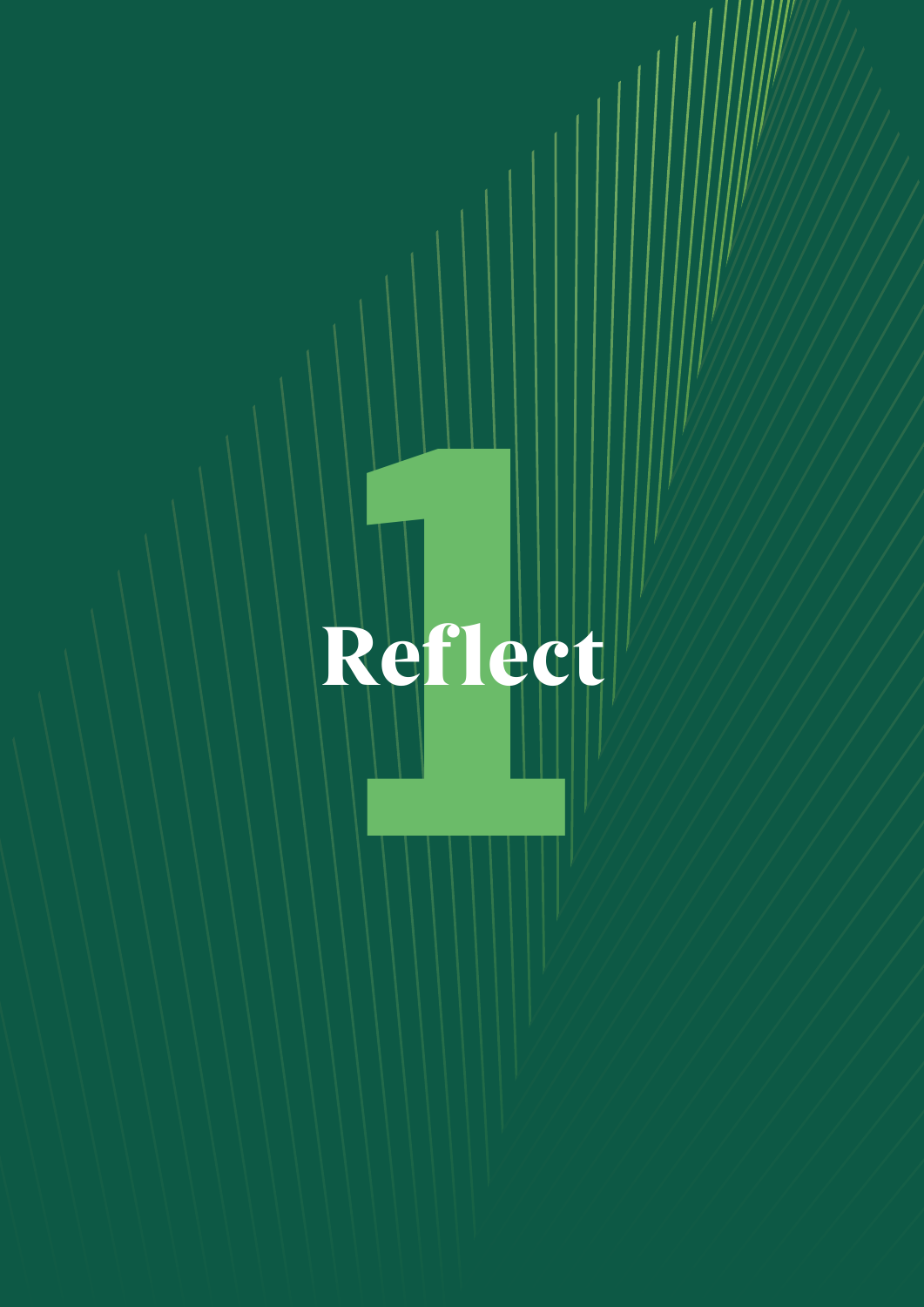# 1 Reflect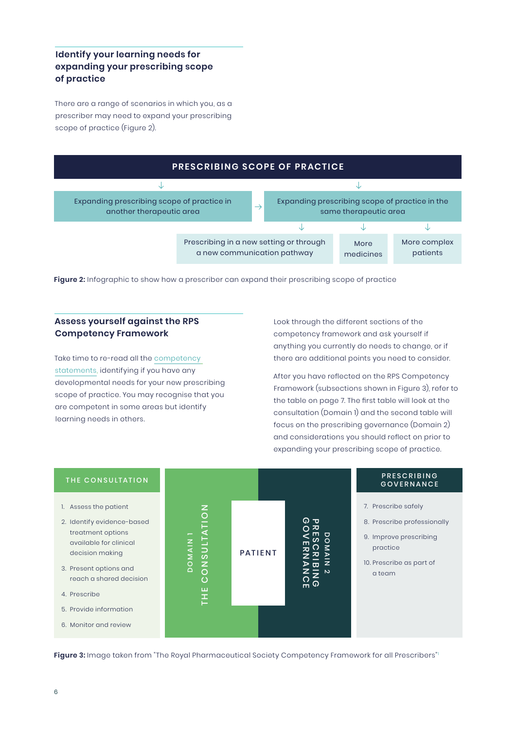## Identify your learning needs for expanding your prescribing scope of practice

There are a range of scenarios in which you, as a prescriber may need to expand your prescribing scope of practice (Figure 2).

**PRESCRIBING SCOPE OF PRACTICE**

- Expanding prescribing scope of practice in another therapeutic area → Expanding prescribing scope of practice in the same therapeutic area
- Expanding prescribing scope of practice in the same therapeutic area
  - Prescribing in a new setting or through a new communication pathway
  - More medicines
  - More complex patients

**Figure 2:** Infographic to show how a prescriber can expand their prescribing scope of practice

## Assess yourself against the RPS Competency Framework

Take time to re-read all the competency statements, identifying if you have any developmental needs for your new prescribing scope of practice. You may recognise that you are competent in some areas but identify learning needs in others.

Look through the different sections of the competency framework and ask yourself if anything you currently do needs to change, or if there are additional points you need to consider.

After you have reflected on the RPS Competency Framework (subsections shown in Figure 3), refer to the table on page 7. The first table will look at the consultation (Domain 1) and the second table will focus on the prescribing governance (Domain 2) and considerations you should reflect on prior to expanding your prescribing scope of practice.

**THE CONSULTATION**

1. Assess the patient
2. Identify evidence-based treatment options available for clinical decision making
3. Present options and reach a shared decision
4. Prescribe
5. Provide information
6. Monitor and review

DOMAIN 1 – THE CONSULTATION | PATIENT | DOMAIN 2 – PRESCRIBING GOVERNANCE

**PRESCRIBING GOVERNANCE**

7. Prescribe safely
8. Prescribe professionally
9. Improve prescribing practice
10. Prescribe as part of a team

**Figure 3:** Image taken from "The Royal Pharmaceutical Society Competency Framework for all Prescribers"[1]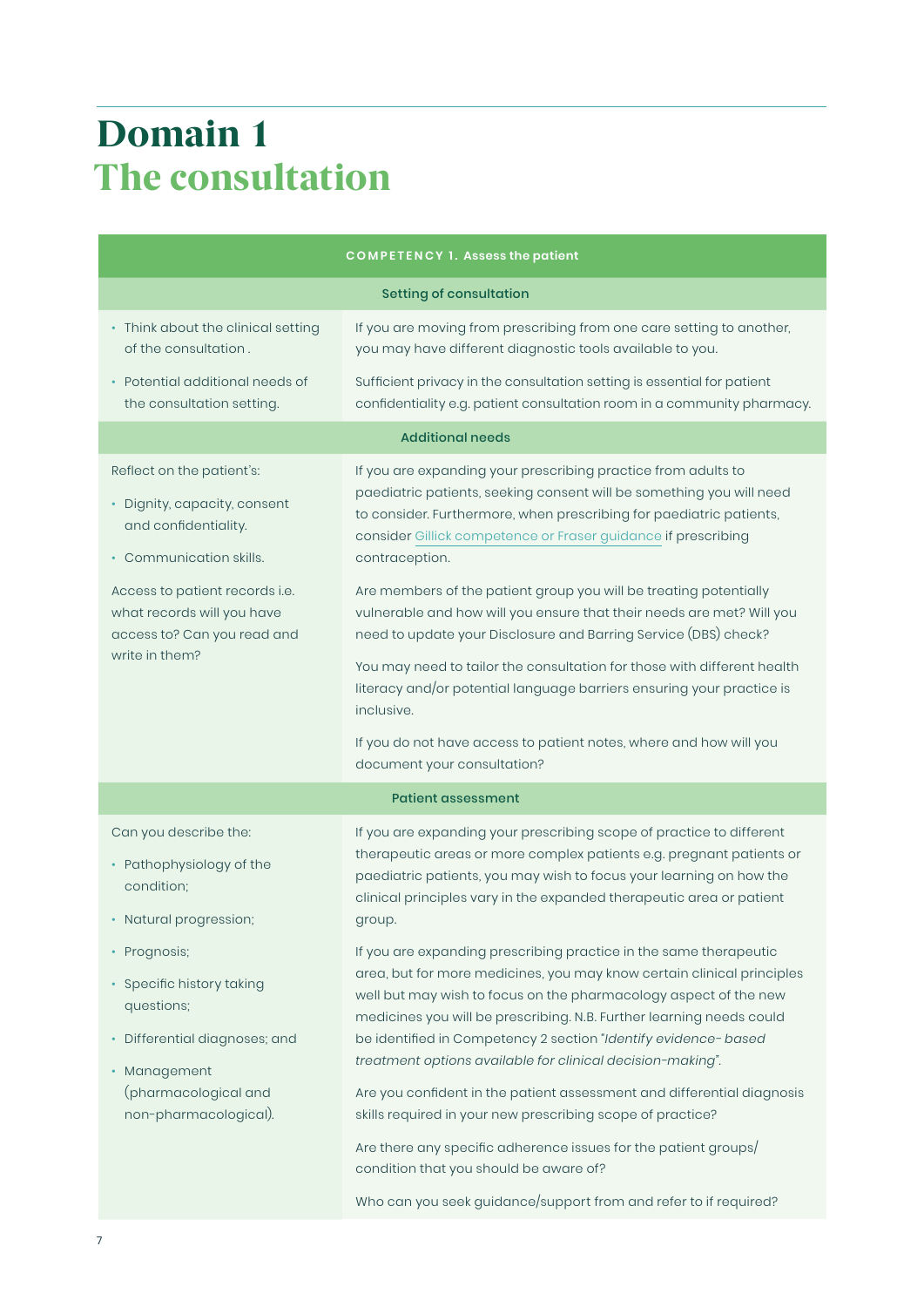# Domain 1
## The consultation

| COMPETENCY 1. Assess the patient | |
|---|---|
| **Setting of consultation** | |
| • Think about the clinical setting of the consultation . | If you are moving from prescribing from one care setting to another, you may have different diagnostic tools available to you. |
| • Potential additional needs of the consultation setting. | Sufficient privacy in the consultation setting is essential for patient confidentiality e.g. patient consultation room in a community pharmacy. |
| **Additional needs** | |
| Reflect on the patient's:<br>• Dignity, capacity, consent and confidentiality.<br>• Communication skills.<br><br>Access to patient records i.e. what records will you have access to? Can you read and write in them? | If you are expanding your prescribing practice from adults to paediatric patients, seeking consent will be something you will need to consider. Furthermore, when prescribing for paediatric patients, consider Gillick competence or Fraser guidance if prescribing contraception.<br><br>Are members of the patient group you will be treating potentially vulnerable and how will you ensure that their needs are met? Will you need to update your Disclosure and Barring Service (DBS) check?<br><br>You may need to tailor the consultation for those with different health literacy and/or potential language barriers ensuring your practice is inclusive.<br><br>If you do not have access to patient notes, where and how will you document your consultation? |
| **Patient assessment** | |
| Can you describe the:<br>• Pathophysiology of the condition;<br>• Natural progression;<br>• Prognosis;<br>• Specific history taking questions;<br>• Differential diagnoses; and<br>• Management (pharmacological and non-pharmacological). | If you are expanding your prescribing scope of practice to different therapeutic areas or more complex patients e.g. pregnant patients or paediatric patients, you may wish to focus your learning on how the clinical principles vary in the expanded therapeutic area or patient group.<br><br>If you are expanding prescribing practice in the same therapeutic area, but for more medicines, you may know certain clinical principles well but may wish to focus on the pharmacology aspect of the new medicines you will be prescribing. N.B. Further learning needs could be identified in Competency 2 section "*Identify evidence- based treatment options available for clinical decision-making*".<br><br>Are you confident in the patient assessment and differential diagnosis skills required in your new prescribing scope of practice?<br><br>Are there any specific adherence issues for the patient groups/ condition that you should be aware of?<br><br>Who can you seek guidance/support from and refer to if required? |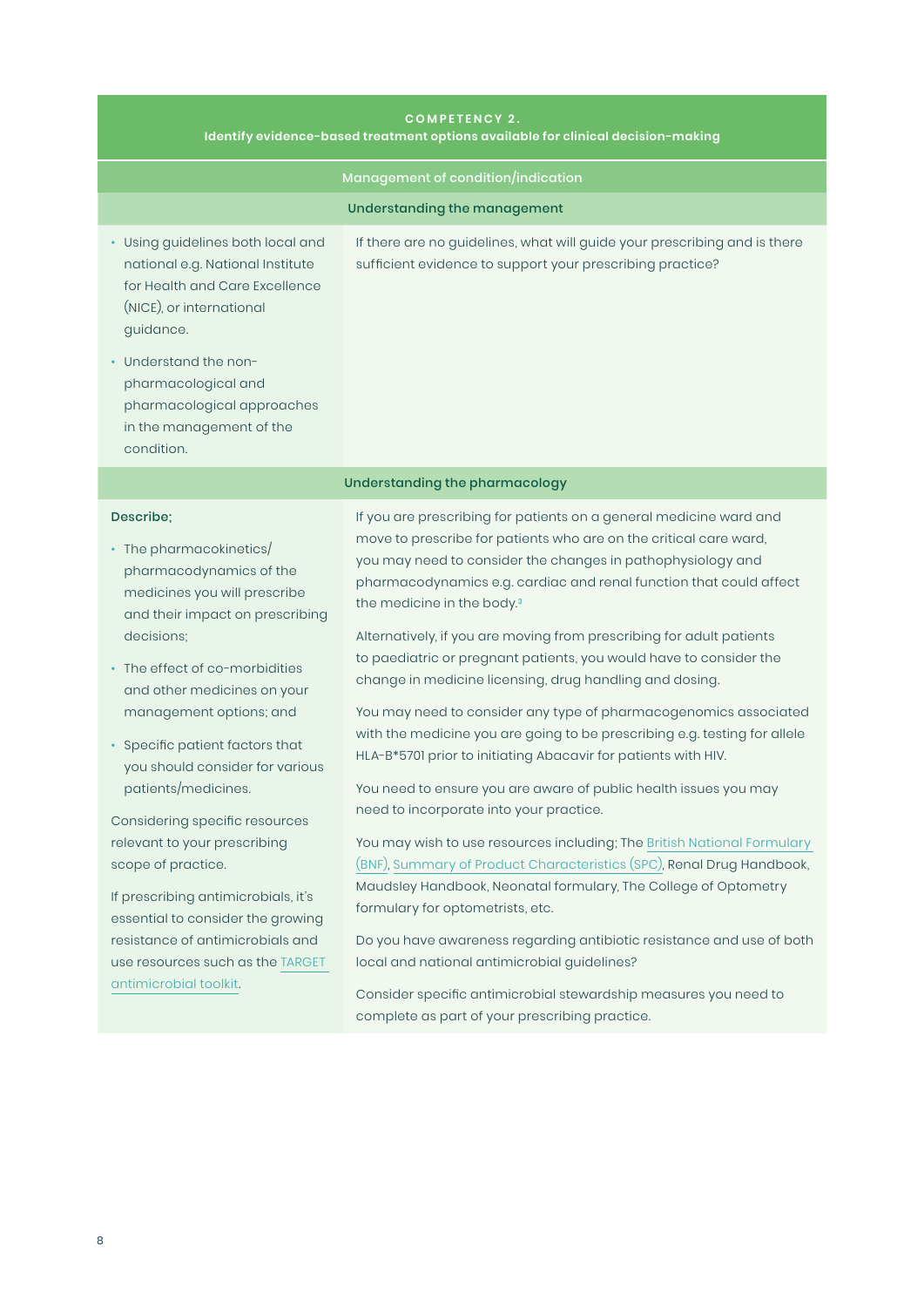## COMPETENCY 2.

### Identify evidence-based treatment options available for clinical decision-making

#### Management of condition/indication

##### Understanding the management

| | |
|---|---|
| • Using guidelines both local and national e.g. National Institute for Health and Care Excellence (NICE), or international guidance.<br><br>• Understand the non-pharmacological and pharmacological approaches in the management of the condition. | If there are no guidelines, what will guide your prescribing and is there sufficient evidence to support your prescribing practice? |

##### Understanding the pharmacology

| | |
|---|---|
| **Describe;**<br><br>• The pharmacokinetics/pharmacodynamics of the medicines you will prescribe and their impact on prescribing decisions;<br><br>• The effect of co-morbidities and other medicines on your management options; and<br><br>• Specific patient factors that you should consider for various patients/medicines.<br><br>Considering specific resources relevant to your prescribing scope of practice.<br><br>If prescribing antimicrobials, it's essential to consider the growing resistance of antimicrobials and use resources such as the TARGET antimicrobial toolkit. | If you are prescribing for patients on a general medicine ward and move to prescribe for patients who are on the critical care ward, you may need to consider the changes in pathophysiology and pharmacodynamics e.g. cardiac and renal function that could affect the medicine in the body.[3]<br><br>Alternatively, if you are moving from prescribing for adult patients to paediatric or pregnant patients, you would have to consider the change in medicine licensing, drug handling and dosing.<br><br>You may need to consider any type of pharmacogenomics associated with the medicine you are going to be prescribing e.g. testing for allele HLA-B*5701 prior to initiating Abacavir for patients with HIV.<br><br>You need to ensure you are aware of public health issues you may need to incorporate into your practice.<br><br>You may wish to use resources including; The British National Formulary (BNF), Summary of Product Characteristics (SPC), Renal Drug Handbook, Maudsley Handbook, Neonatal formulary, The College of Optometry formulary for optometrists, etc.<br><br>Do you have awareness regarding antibiotic resistance and use of both local and national antimicrobial guidelines?<br><br>Consider specific antimicrobial stewardship measures you need to complete as part of your prescribing practice. |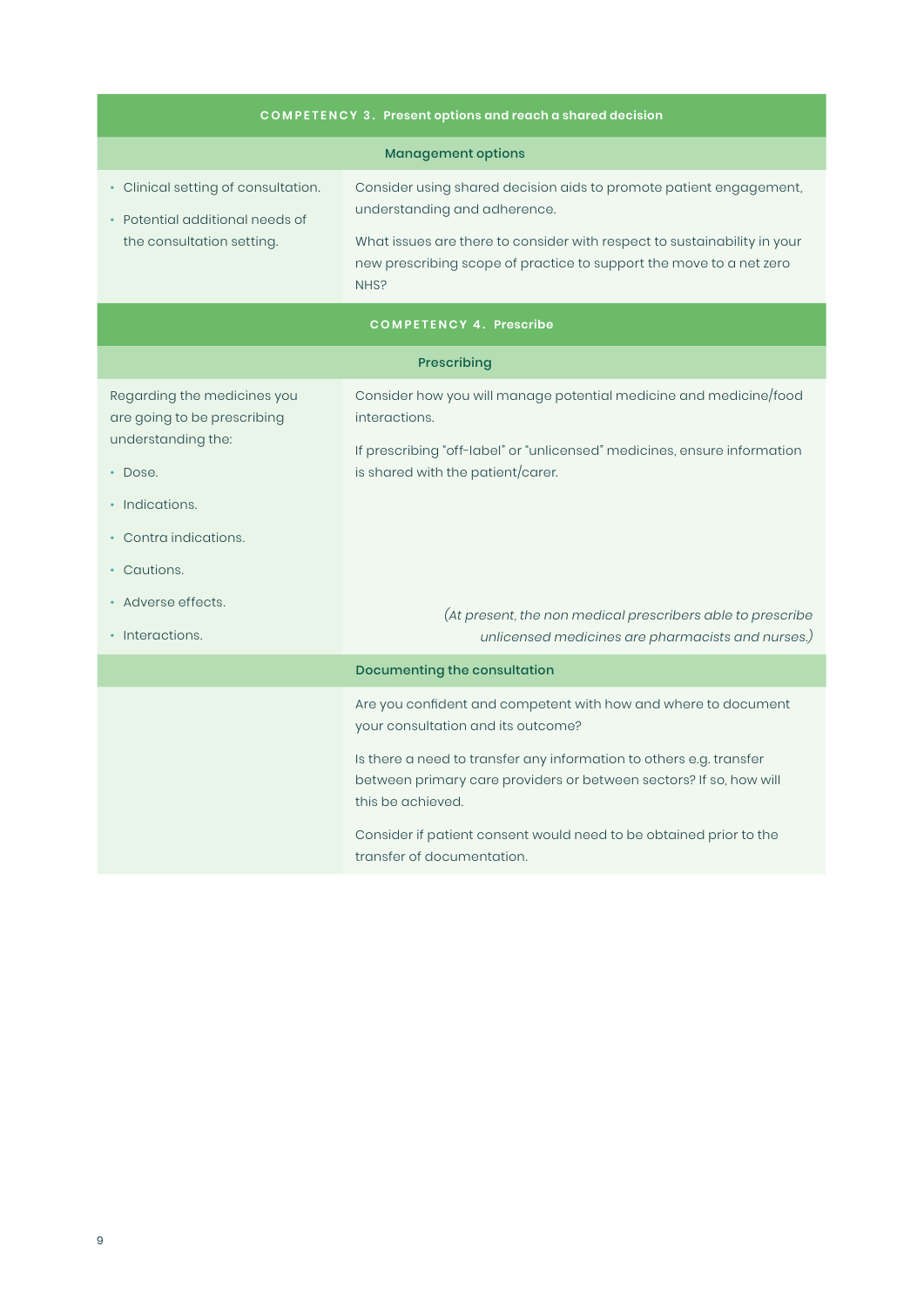| COMPETENCY 3. Present options and reach a shared decision | |
|---|---|
| **Management options** | |
| • Clinical setting of consultation.<br>• Potential additional needs of the consultation setting. | Consider using shared decision aids to promote patient engagement, understanding and adherence.<br><br>What issues are there to consider with respect to sustainability in your new prescribing scope of practice to support the move to a net zero NHS? |

| COMPETENCY 4. Prescribe | |
|---|---|
| **Prescribing** | |
| Regarding the medicines you are going to be prescribing understanding the:<br>• Dose.<br>• Indications.<br>• Contra indications.<br>• Cautions.<br>• Adverse effects.<br>• Interactions. | Consider how you will manage potential medicine and medicine/food interactions.<br><br>If prescribing "off-label" or "unlicensed" medicines, ensure information is shared with the patient/carer.<br><br>*(At present, the non medical prescribers able to prescribe unlicensed medicines are pharmacists and nurses.)* |
| **Documenting the consultation** | |
| | Are you confident and competent with how and where to document your consultation and its outcome?<br><br>Is there a need to transfer any information to others e.g. transfer between primary care providers or between sectors? If so, how will this be achieved.<br><br>Consider if patient consent would need to be obtained prior to the transfer of documentation. |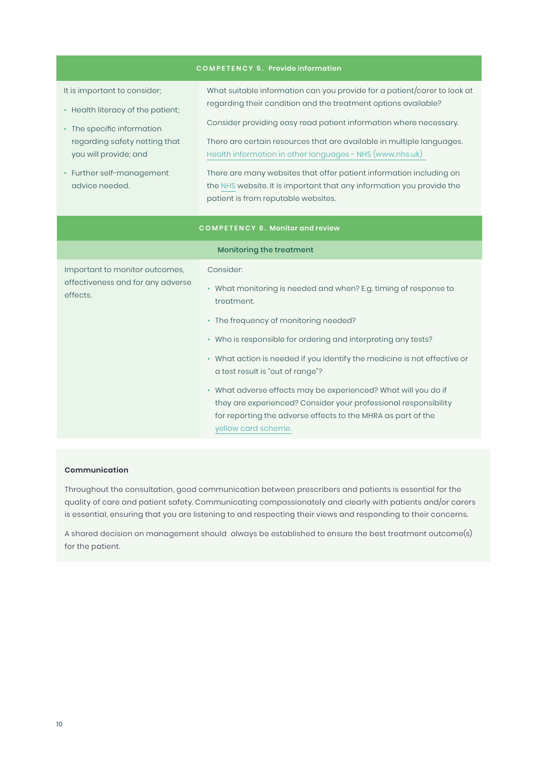| COMPETENCY 5. Provide information | |
|---|---|
| It is important to consider;<br>• Health literacy of the patient;<br>• The specific information regarding safety netting that you will provide; and<br>• Further self-management advice needed. | What suitable information can you provide for a patient/carer to look at regarding their condition and the treatment options available?<br>Consider providing easy read patient information where necessary.<br>There are certain resources that are available in multiple languages. Health information in other languages - NHS (www.nhs.uk)<br>There are many websites that offer patient information including on the NHS website. It is important that any information you provide the patient is from reputable websites. |

| COMPETENCY 6. Monitor and review | |
|---|---|
| **Monitoring the treatment** | |
| Important to monitor outcomes, effectiveness and for any adverse effects. | Consider:<br>• What monitoring is needed and when? E.g. timing of response to treatment.<br>• The frequency of monitoring needed?<br>• Who is responsible for ordering and interpreting any tests?<br>• What action is needed if you identify the medicine is not effective or a test result is "out of range"?<br>• What adverse effects may be experienced? What will you do if they are experienced? Consider your professional responsibility for reporting the adverse effects to the MHRA as part of the yellow card scheme. |

**Communication**

Throughout the consultation, good communication between prescribers and patients is essential for the quality of care and patient safety. Communicating compassionately and clearly with patients and/or carers is essential, ensuring that you are listening to and respecting their views and responding to their concerns.

A shared decision on management should always be established to ensure the best treatment outcome(s) for the patient.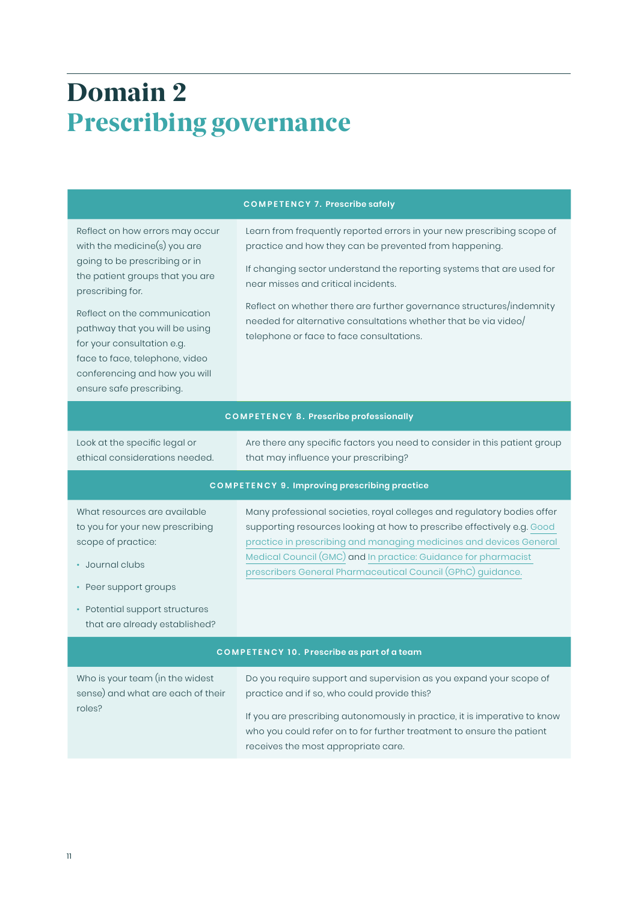# Domain 2
## Prescribing governance

| COMPETENCY 7. Prescribe safely | |
|---|---|
| Reflect on how errors may occur with the medicine(s) you are going to be prescribing or in the patient groups that you are prescribing for.<br><br>Reflect on the communication pathway that you will be using for your consultation e.g. face to face, telephone, video conferencing and how you will ensure safe prescribing. | Learn from frequently reported errors in your new prescribing scope of practice and how they can be prevented from happening.<br><br>If changing sector understand the reporting systems that are used for near misses and critical incidents.<br><br>Reflect on whether there are further governance structures/indemnity needed for alternative consultations whether that be via video/ telephone or face to face consultations. |
| **COMPETENCY 8. Prescribe professionally** | |
| Look at the specific legal or ethical considerations needed. | Are there any specific factors you need to consider in this patient group that may influence your prescribing? |
| **COMPETENCY 9. Improving prescribing practice** | |
| What resources are available to you for your new prescribing scope of practice:<br>• Journal clubs<br>• Peer support groups<br>• Potential support structures that are already established? | Many professional societies, royal colleges and regulatory bodies offer supporting resources looking at how to prescribe effectively e.g. Good practice in prescribing and managing medicines and devices General Medical Council (GMC) and In practice: Guidance for pharmacist prescribers General Pharmaceutical Council (GPhC) guidance. |
| **COMPETENCY 10. Prescribe as part of a team** | |
| Who is your team (in the widest sense) and what are each of their roles? | Do you require support and supervision as you expand your scope of practice and if so, who could provide this?<br><br>If you are prescribing autonomously in practice, it is imperative to know who you could refer on to for further treatment to ensure the patient receives the most appropriate care. |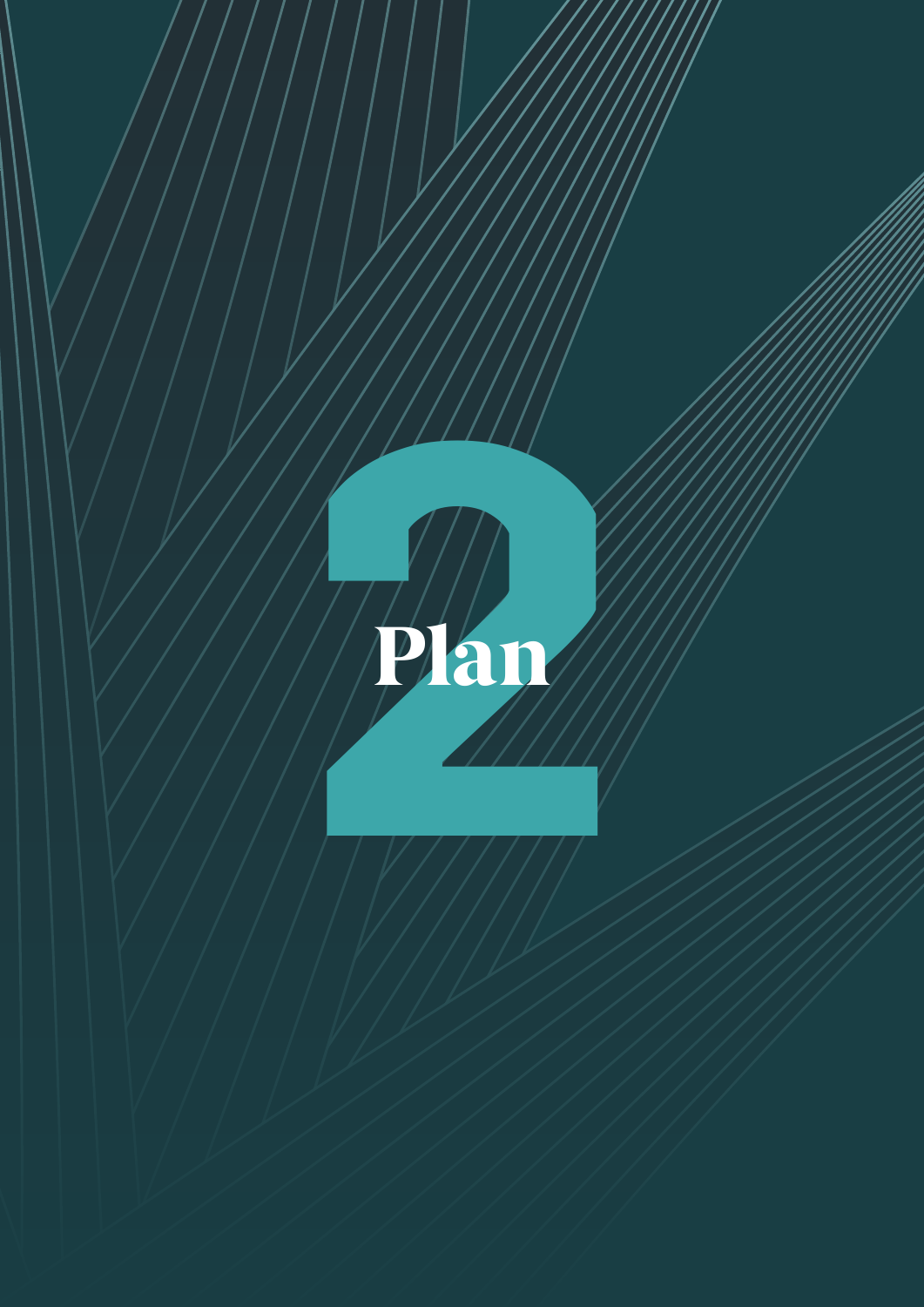# 2 Plan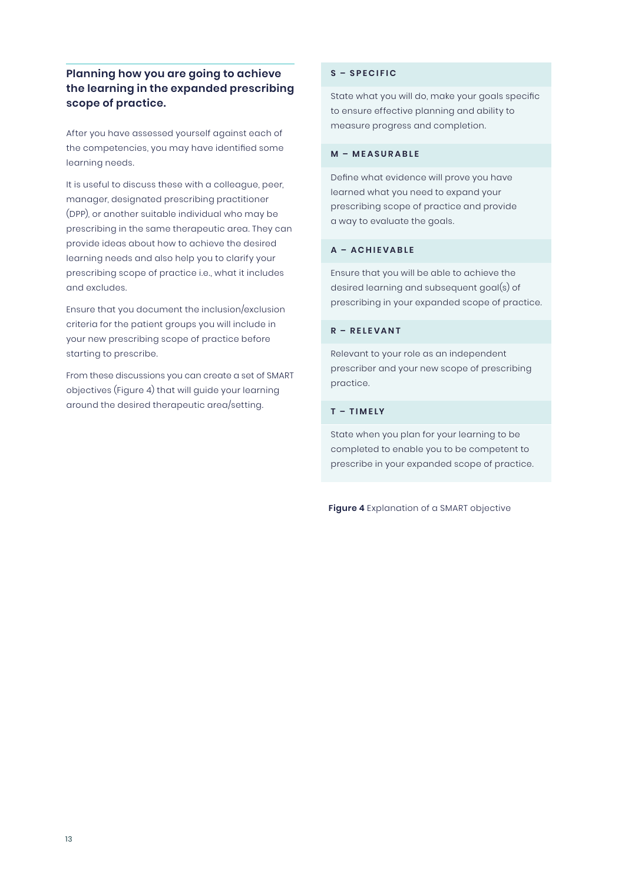## Planning how you are going to achieve the learning in the expanded prescribing scope of practice.

After you have assessed yourself against each of the competencies, you may have identified some learning needs.

It is useful to discuss these with a colleague, peer, manager, designated prescribing practitioner (DPP), or another suitable individual who may be prescribing in the same therapeutic area. They can provide ideas about how to achieve the desired learning needs and also help you to clarify your prescribing scope of practice i.e., what it includes and excludes.

Ensure that you document the inclusion/exclusion criteria for the patient groups you will include in your new prescribing scope of practice before starting to prescribe.

From these discussions you can create a set of SMART objectives (Figure 4) that will guide your learning around the desired therapeutic area/setting.

**S – SPECIFIC**

State what you will do, make your goals specific to ensure effective planning and ability to measure progress and completion.

**M – MEASURABLE**

Define what evidence will prove you have learned what you need to expand your prescribing scope of practice and provide a way to evaluate the goals.

**A – ACHIEVABLE**

Ensure that you will be able to achieve the desired learning and subsequent goal(s) of prescribing in your expanded scope of practice.

**R – RELEVANT**

Relevant to your role as an independent prescriber and your new scope of prescribing practice.

**T – TIMELY**

State when you plan for your learning to be completed to enable you to be competent to prescribe in your expanded scope of practice.

**Figure 4** Explanation of a SMART objective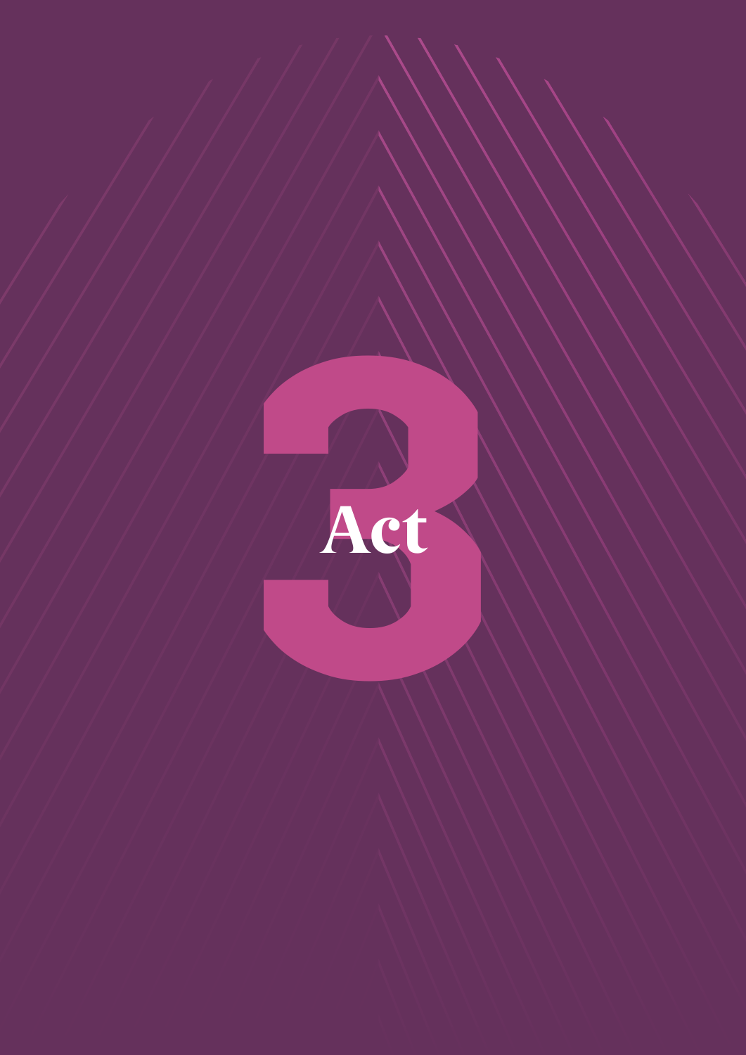# Act 3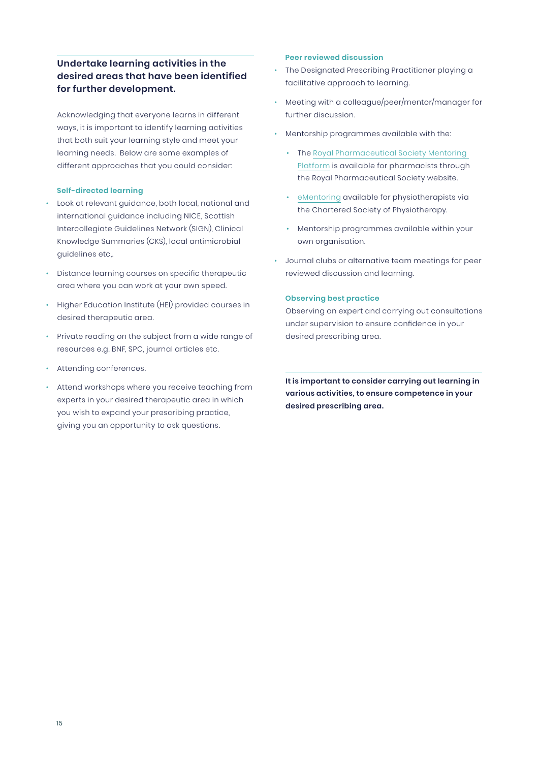## Undertake learning activities in the desired areas that have been identified for further development.

Acknowledging that everyone learns in different ways, it is important to identify learning activities that both suit your learning style and meet your learning needs.  Below are some examples of different approaches that you could consider:

#### Self-directed learning

- Look at relevant guidance, both local, national and international guidance including NICE, Scottish Intercollegiate Guidelines Network (SIGN), Clinical Knowledge Summaries (CKS), local antimicrobial guidelines etc,.
- Distance learning courses on specific therapeutic area where you can work at your own speed.
- Higher Education Institute (HEI) provided courses in desired therapeutic area.
- Private reading on the subject from a wide range of resources e.g. BNF, SPC, journal articles etc.
- Attending conferences.
- Attend workshops where you receive teaching from experts in your desired therapeutic area in which you wish to expand your prescribing practice, giving you an opportunity to ask questions.

#### Peer reviewed discussion

- The Designated Prescribing Practitioner playing a facilitative approach to learning.
- Meeting with a colleague/peer/mentor/manager for further discussion.
- Mentorship programmes available with the:
  - The Royal Pharmaceutical Society Mentoring Platform is available for pharmacists through the Royal Pharmaceutical Society website.
  - eMentoring available for physiotherapists via the Chartered Society of Physiotherapy.
  - Mentorship programmes available within your own organisation.
- Journal clubs or alternative team meetings for peer reviewed discussion and learning.

#### Observing best practice

Observing an expert and carrying out consultations under supervision to ensure confidence in your desired prescribing area.

**It is important to consider carrying out learning in various activities, to ensure competence in your desired prescribing area.**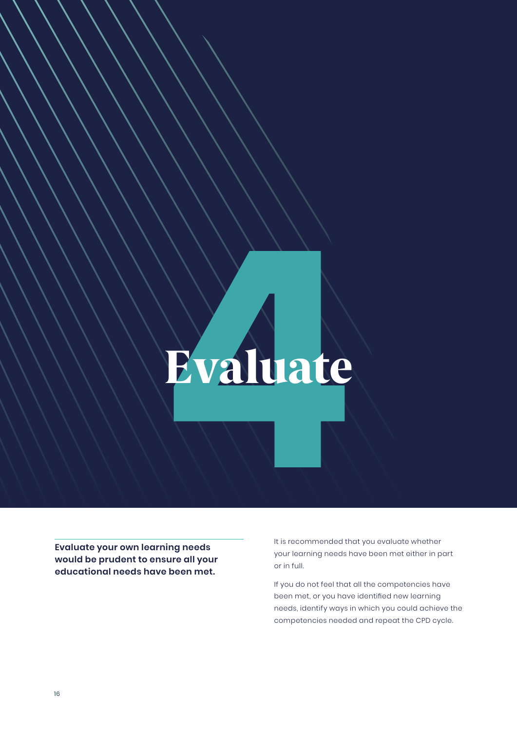# 4 Evaluate

**Evaluate your own learning needs would be prudent to ensure all your educational needs have been met.**

It is recommended that you evaluate whether your learning needs have been met either in part or in full.

If you do not feel that all the competencies have been met, or you have identified new learning needs, identify ways in which you could achieve the competencies needed and repeat the CPD cycle.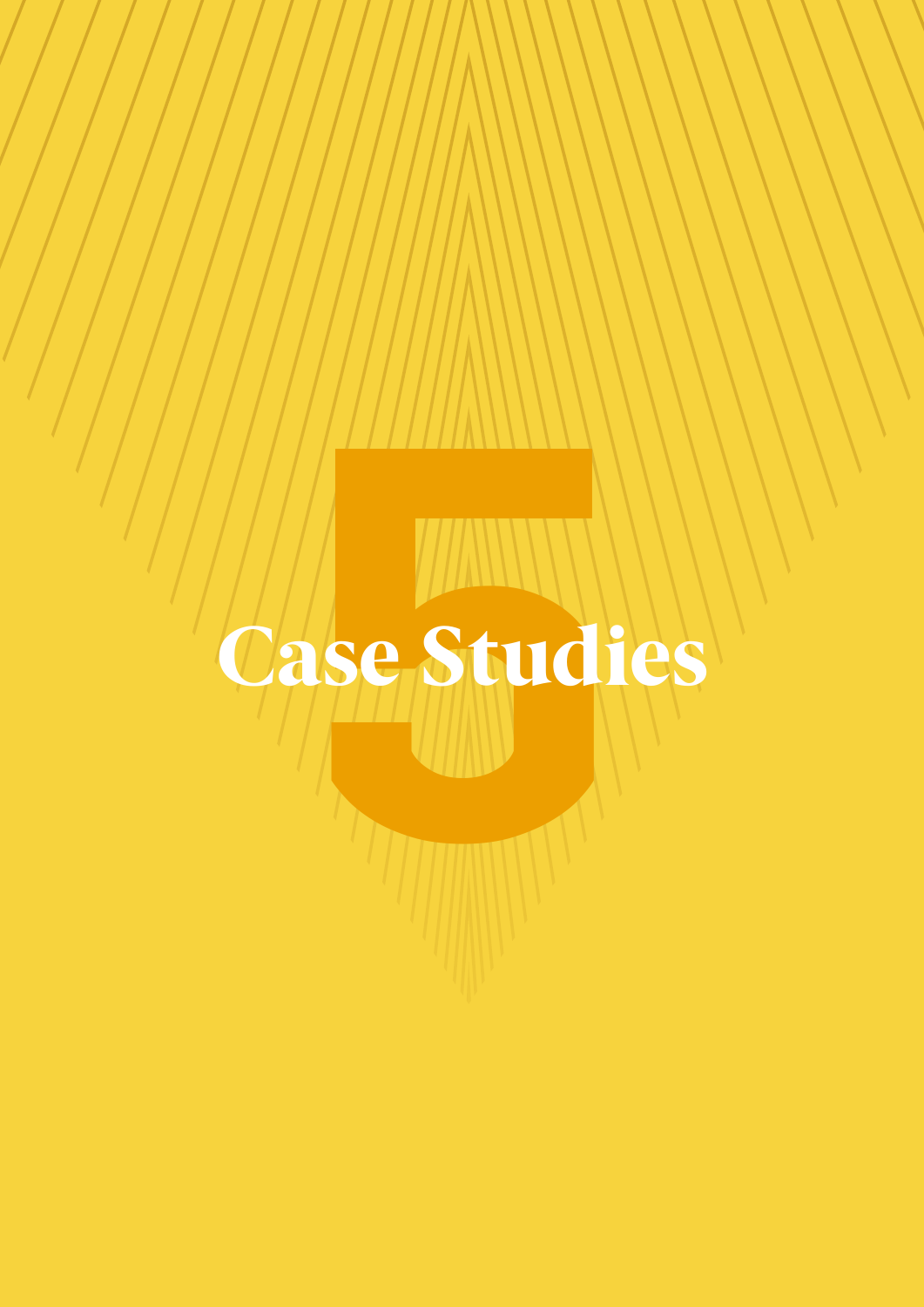# 5

# Case Studies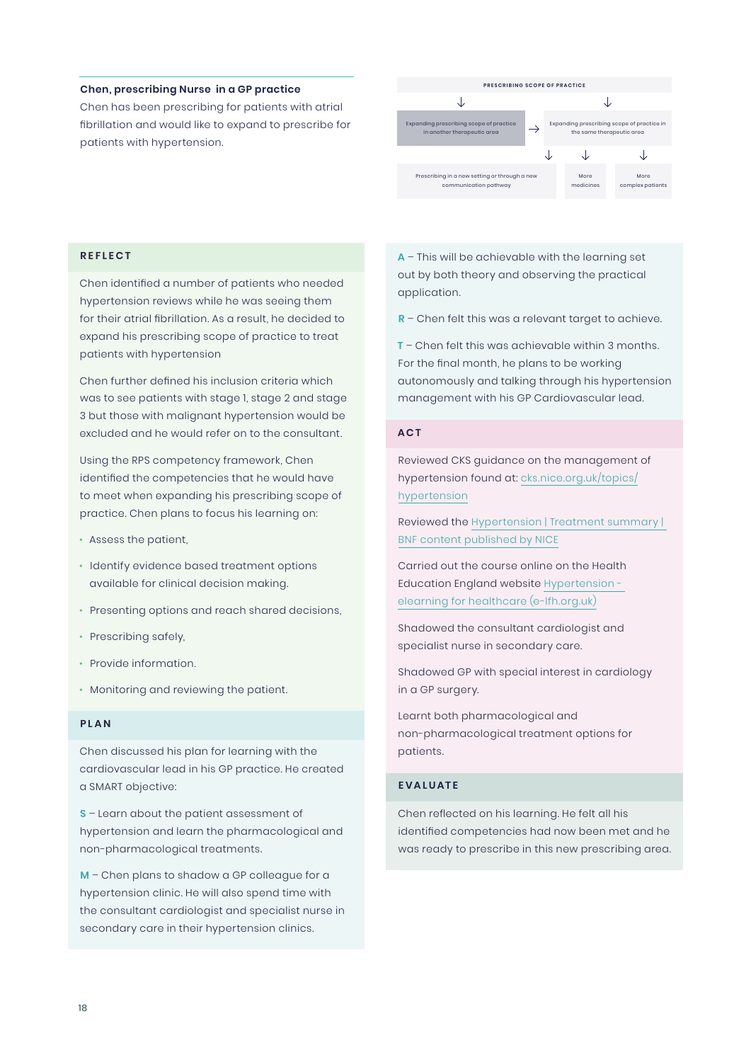**Chen, prescribing Nurse in a GP practice**

Chen has been prescribing for patients with atrial fibrillation and would like to expand to prescribe for patients with hypertension.

**PRESCRIBING SCOPE OF PRACTICE**

- Expanding prescribing scope of practice in another therapeutic area → Expanding prescribing scope of practice in the same therapeutic area
  - Prescribing in a new setting or through a new communication pathway
  - More medicines
  - More complex patients

## REFLECT

Chen identified a number of patients who needed hypertension reviews while he was seeing them for their atrial fibrillation. As a result, he decided to expand his prescribing scope of practice to treat patients with hypertension

Chen further defined his inclusion criteria which was to see patients with stage 1, stage 2 and stage 3 but those with malignant hypertension would be excluded and he would refer on to the consultant.

Using the RPS competency framework, Chen identified the competencies that he would have to meet when expanding his prescribing scope of practice. Chen plans to focus his learning on:

- Assess the patient,
- Identify evidence based treatment options available for clinical decision making.
- Presenting options and reach shared decisions,
- Prescribing safely,
- Provide information.
- Monitoring and reviewing the patient.

## PLAN

Chen discussed his plan for learning with the cardiovascular lead in his GP practice. He created a SMART objective:

**S** – Learn about the patient assessment of hypertension and learn the pharmacological and non-pharmacological treatments.

**M** – Chen plans to shadow a GP colleague for a hypertension clinic. He will also spend time with the consultant cardiologist and specialist nurse in secondary care in their hypertension clinics.

**A** – This will be achievable with the learning set out by both theory and observing the practical application.

**R** – Chen felt this was a relevant target to achieve.

**T** – Chen felt this was achievable within 3 months. For the final month, he plans to be working autonomously and talking through his hypertension management with his GP Cardiovascular lead.

## ACT

Reviewed CKS guidance on the management of hypertension found at: cks.nice.org.uk/topics/hypertension

Reviewed the Hypertension | Treatment summary | BNF content published by NICE

Carried out the course online on the Health Education England website Hypertension - elearning for healthcare (e-lfh.org.uk)

Shadowed the consultant cardiologist and specialist nurse in secondary care.

Shadowed GP with special interest in cardiology in a GP surgery.

Learnt both pharmacological and non-pharmacological treatment options for patients.

## EVALUATE

Chen reflected on his learning. He felt all his identified competencies had now been met and he was ready to prescribe in this new prescribing area.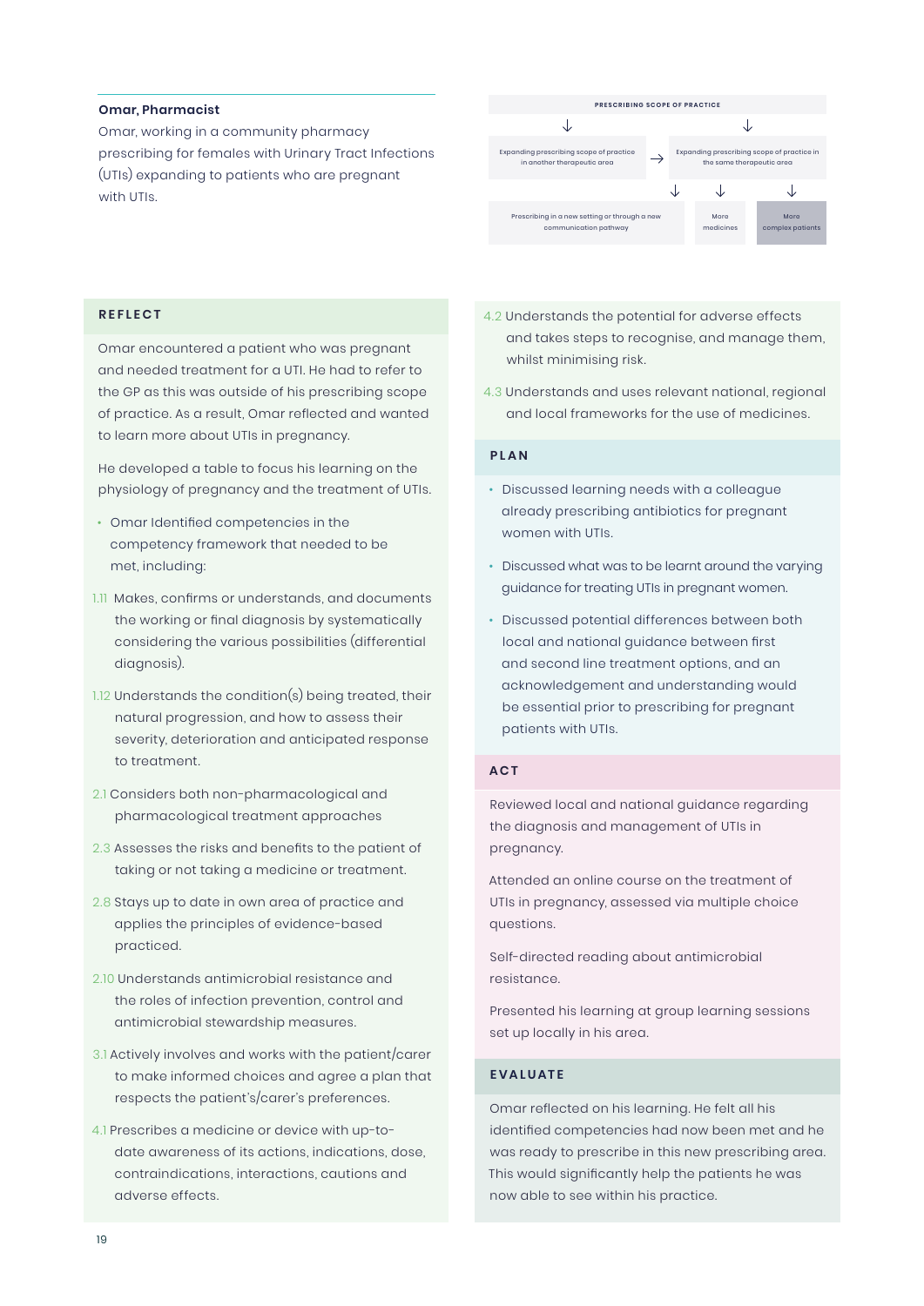**Omar, Pharmacist**

Omar, working in a community pharmacy prescribing for females with Urinary Tract Infections (UTIs) expanding to patients who are pregnant with UTIs.

PRESCRIBING SCOPE OF PRACTICE

- Expanding prescribing scope of practice in another therapeutic area
- Expanding prescribing scope of practice in the same therapeutic area
  - Prescribing in a new setting or through a new communication pathway
  - More medicines
  - More complex patients

## REFLECT

Omar encountered a patient who was pregnant and needed treatment for a UTI. He had to refer to the GP as this was outside of his prescribing scope of practice. As a result, Omar reflected and wanted to learn more about UTIs in pregnancy.

He developed a table to focus his learning on the physiology of pregnancy and the treatment of UTIs.

- Omar Identified competencies in the competency framework that needed to be met, including:

1.11 Makes, confirms or understands, and documents the working or final diagnosis by systematically considering the various possibilities (differential diagnosis).

1.12 Understands the condition(s) being treated, their natural progression, and how to assess their severity, deterioration and anticipated response to treatment.

2.1 Considers both non-pharmacological and pharmacological treatment approaches

2.3 Assesses the risks and benefits to the patient of taking or not taking a medicine or treatment.

2.8 Stays up to date in own area of practice and applies the principles of evidence-based practiced.

2.10 Understands antimicrobial resistance and the roles of infection prevention, control and antimicrobial stewardship measures.

3.1 Actively involves and works with the patient/carer to make informed choices and agree a plan that respects the patient's/carer's preferences.

4.1 Prescribes a medicine or device with up-to-date awareness of its actions, indications, dose, contraindications, interactions, cautions and adverse effects.

4.2 Understands the potential for adverse effects and takes steps to recognise, and manage them, whilst minimising risk.

4.3 Understands and uses relevant national, regional and local frameworks for the use of medicines.

## PLAN

- Discussed learning needs with a colleague already prescribing antibiotics for pregnant women with UTIs.
- Discussed what was to be learnt around the varying guidance for treating UTIs in pregnant women.
- Discussed potential differences between both local and national guidance between first and second line treatment options, and an acknowledgement and understanding would be essential prior to prescribing for pregnant patients with UTIs.

## ACT

Reviewed local and national guidance regarding the diagnosis and management of UTIs in pregnancy.

Attended an online course on the treatment of UTIs in pregnancy, assessed via multiple choice questions.

Self-directed reading about antimicrobial resistance.

Presented his learning at group learning sessions set up locally in his area.

## EVALUATE

Omar reflected on his learning. He felt all his identified competencies had now been met and he was ready to prescribe in this new prescribing area. This would significantly help the patients he was now able to see within his practice.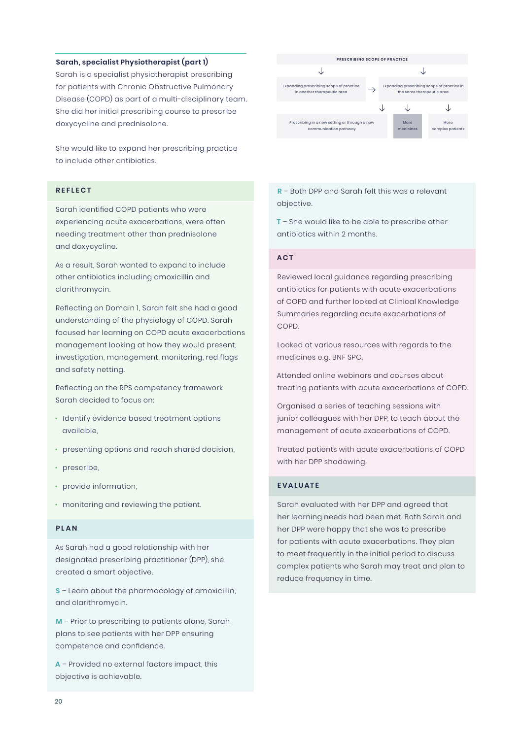### Sarah, specialist Physiotherapist (part 1)

Sarah is a specialist physiotherapist prescribing for patients with Chronic Obstructive Pulmonary Disease (COPD) as part of a multi-disciplinary team. She did her initial prescribing course to prescribe doxycycline and prednisolone.

She would like to expand her prescribing practice to include other antibiotics.

**PRESCRIBING SCOPE OF PRACTICE**

- Expanding prescribing scope of practice in another therapeutic area
  - Prescribing in a new setting or through a new communication pathway
- Expanding prescribing scope of practice in the same therapeutic area
  - More medicines
  - More complex patients

## REFLECT

Sarah identified COPD patients who were experiencing acute exacerbations, were often needing treatment other than prednisolone and doxycycline.

As a result, Sarah wanted to expand to include other antibiotics including amoxicillin and clarithromycin.

Reflecting on Domain 1, Sarah felt she had a good understanding of the physiology of COPD. Sarah focused her learning on COPD acute exacerbations management looking at how they would present, investigation, management, monitoring, red flags and safety netting.

Reflecting on the RPS competency framework Sarah decided to focus on:

- Identify evidence based treatment options available,
- presenting options and reach shared decision,
- prescribe,
- provide information,
- monitoring and reviewing the patient.

## PLAN

As Sarah had a good relationship with her designated prescribing practitioner (DPP), she created a smart objective.

**S** – Learn about the pharmacology of amoxicillin, and clarithromycin.

**M** – Prior to prescribing to patients alone, Sarah plans to see patients with her DPP ensuring competence and confidence.

**A** – Provided no external factors impact, this objective is achievable.

**R** – Both DPP and Sarah felt this was a relevant objective.

**T** – She would like to be able to prescribe other antibiotics within 2 months.

## ACT

Reviewed local guidance regarding prescribing antibiotics for patients with acute exacerbations of COPD and further looked at Clinical Knowledge Summaries regarding acute exacerbations of COPD.

Looked at various resources with regards to the medicines e.g. BNF SPC.

Attended online webinars and courses about treating patients with acute exacerbations of COPD.

Organised a series of teaching sessions with junior colleagues with her DPP, to teach about the management of acute exacerbations of COPD.

Treated patients with acute exacerbations of COPD with her DPP shadowing.

## EVALUATE

Sarah evaluated with her DPP and agreed that her learning needs had been met. Both Sarah and her DPP were happy that she was to prescribe for patients with acute exacerbations. They plan to meet frequently in the initial period to discuss complex patients who Sarah may treat and plan to reduce frequency in time.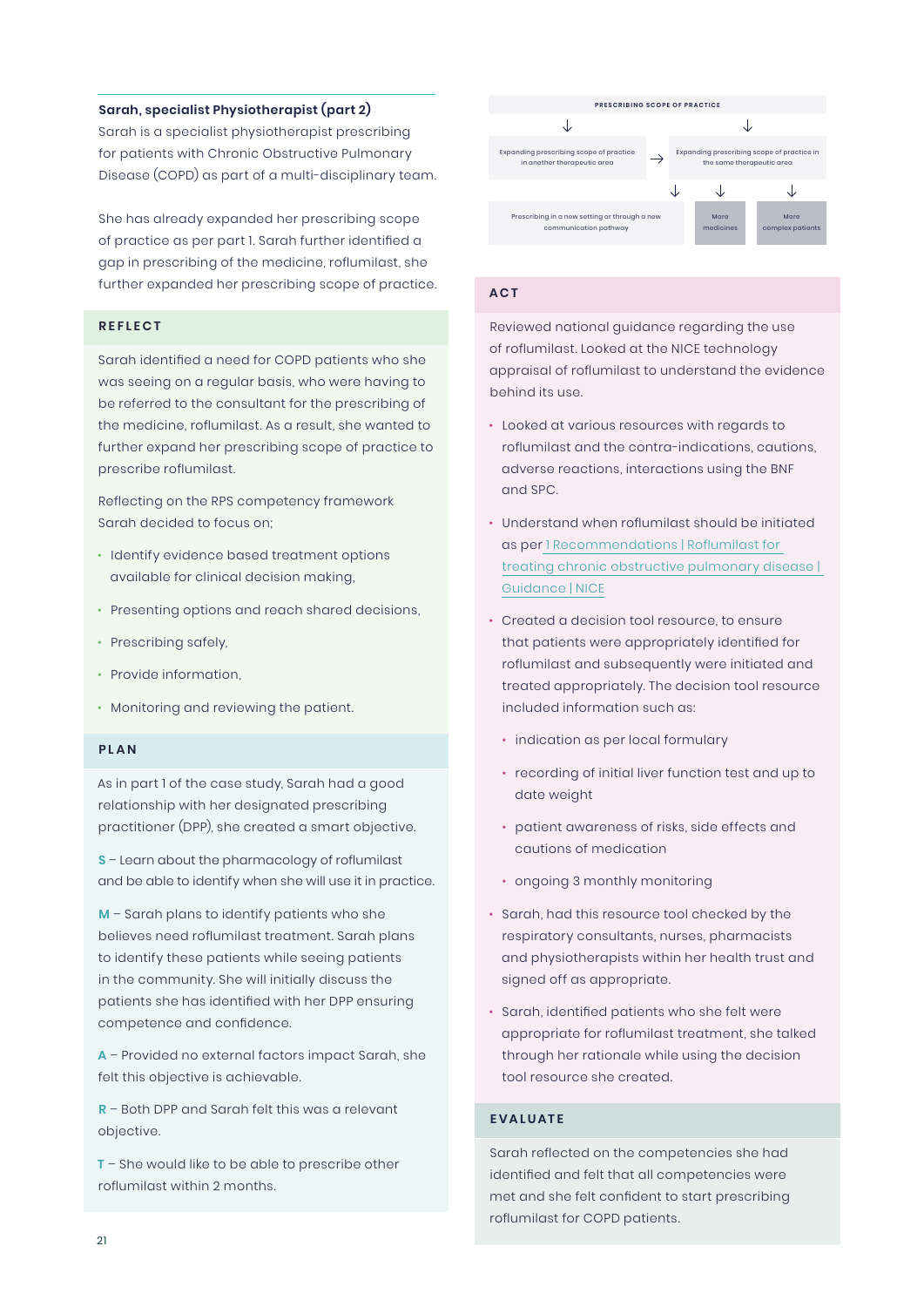### Sarah, specialist Physiotherapist (part 2)

Sarah is a specialist physiotherapist prescribing for patients with Chronic Obstructive Pulmonary Disease (COPD) as part of a multi-disciplinary team.

She has already expanded her prescribing scope of practice as per part 1. Sarah further identified a gap in prescribing of the medicine, roflumilast, she further expanded her prescribing scope of practice.

PRESCRIBING SCOPE OF PRACTICE

- Expanding prescribing scope of practice in another therapeutic area → Expanding prescribing scope of practice in the same therapeutic area
  - Prescribing in a new setting or through a new communication pathway
  - More medicines
  - More complex patients

## REFLECT

Sarah identified a need for COPD patients who she was seeing on a regular basis, who were having to be referred to the consultant for the prescribing of the medicine, roflumilast. As a result, she wanted to further expand her prescribing scope of practice to prescribe roflumilast.

Reflecting on the RPS competency framework Sarah decided to focus on;

- Identify evidence based treatment options available for clinical decision making,
- Presenting options and reach shared decisions,
- Prescribing safely,
- Provide information,
- Monitoring and reviewing the patient.

## PLAN

As in part 1 of the case study, Sarah had a good relationship with her designated prescribing practitioner (DPP), she created a smart objective.

**S** – Learn about the pharmacology of roflumilast and be able to identify when she will use it in practice.

**M** – Sarah plans to identify patients who she believes need roflumilast treatment. Sarah plans to identify these patients while seeing patients in the community. She will initially discuss the patients she has identified with her DPP ensuring competence and confidence.

**A** – Provided no external factors impact Sarah, she felt this objective is achievable.

**R** – Both DPP and Sarah felt this was a relevant objective.

**T** – She would like to be able to prescribe other roflumilast within 2 months.

## ACT

Reviewed national guidance regarding the use of roflumilast. Looked at the NICE technology appraisal of roflumilast to understand the evidence behind its use.

- Looked at various resources with regards to roflumilast and the contra-indications, cautions, adverse reactions, interactions using the BNF and SPC.
- Understand when roflumilast should be initiated as per 1 Recommendations | Roflumilast for treating chronic obstructive pulmonary disease | Guidance | NICE
- Created a decision tool resource, to ensure that patients were appropriately identified for roflumilast and subsequently were initiated and treated appropriately. The decision tool resource included information such as:
  - indication as per local formulary
  - recording of initial liver function test and up to date weight
  - patient awareness of risks, side effects and cautions of medication
  - ongoing 3 monthly monitoring
- Sarah, had this resource tool checked by the respiratory consultants, nurses, pharmacists and physiotherapists within her health trust and signed off as appropriate.
- Sarah, identified patients who she felt were appropriate for roflumilast treatment, she talked through her rationale while using the decision tool resource she created.

## EVALUATE

Sarah reflected on the competencies she had identified and felt that all competencies were met and she felt confident to start prescribing roflumilast for COPD patients.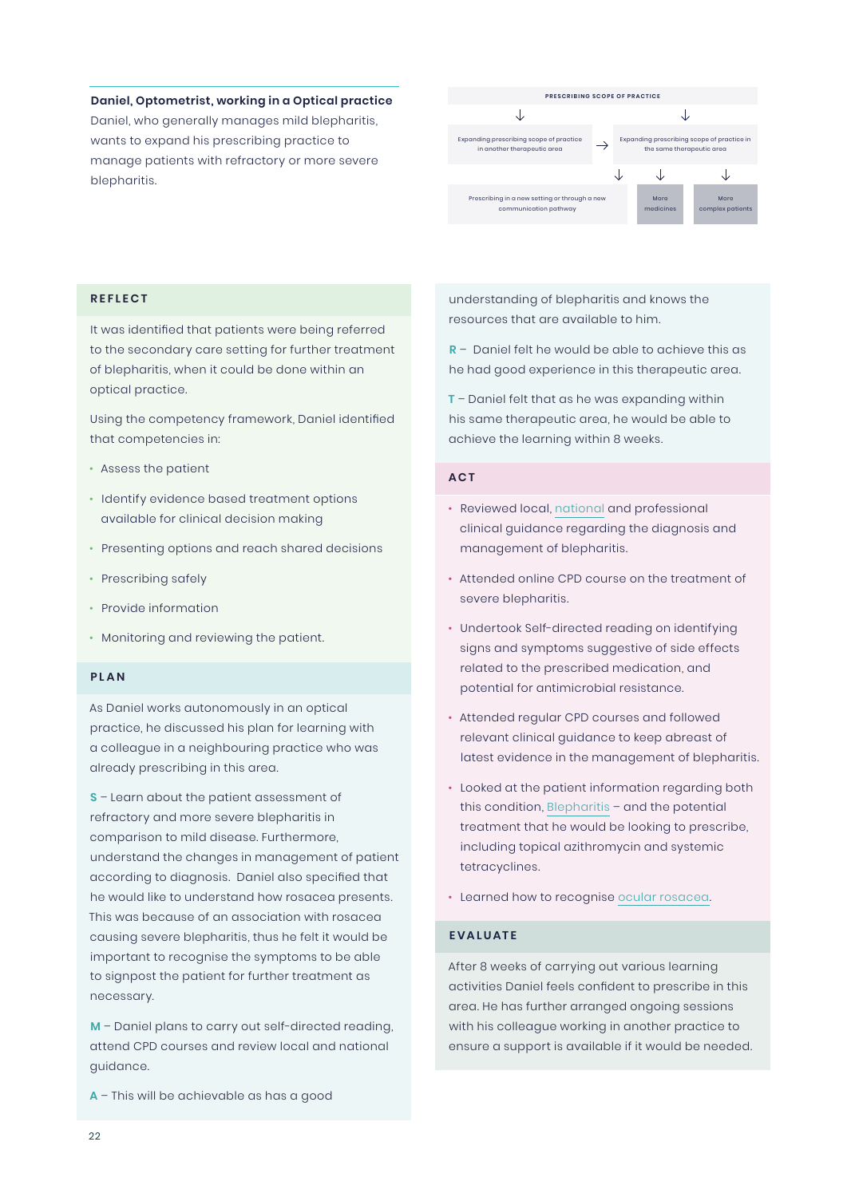**Daniel, Optometrist, working in a Optical practice**

Daniel, who generally manages mild blepharitis, wants to expand his prescribing practice to manage patients with refractory or more severe blepharitis.

PRESCRIBING SCOPE OF PRACTICE

Expanding prescribing scope of practice in another therapeutic area → Expanding prescribing scope of practice in the same therapeutic area

Prescribing in a new setting or through a new communication pathway

More medicines

More complex patients

## REFLECT

It was identified that patients were being referred to the secondary care setting for further treatment of blepharitis, when it could be done within an optical practice.

Using the competency framework, Daniel identified that competencies in:

- Assess the patient
- Identify evidence based treatment options available for clinical decision making
- Presenting options and reach shared decisions
- Prescribing safely
- Provide information
- Monitoring and reviewing the patient.

## PLAN

As Daniel works autonomously in an optical practice, he discussed his plan for learning with a colleague in a neighbouring practice who was already prescribing in this area.

**S** – Learn about the patient assessment of refractory and more severe blepharitis in comparison to mild disease. Furthermore, understand the changes in management of patient according to diagnosis. Daniel also specified that he would like to understand how rosacea presents. This was because of an association with rosacea causing severe blepharitis, thus he felt it would be important to recognise the symptoms to be able to signpost the patient for further treatment as necessary.

**M** – Daniel plans to carry out self-directed reading, attend CPD courses and review local and national guidance.

**A** – This will be achievable as has a good understanding of blepharitis and knows the resources that are available to him.

**R** – Daniel felt he would be able to achieve this as he had good experience in this therapeutic area.

**T** – Daniel felt that as he was expanding within his same therapeutic area, he would be able to achieve the learning within 8 weeks.

## ACT

- Reviewed local, national and professional clinical guidance regarding the diagnosis and management of blepharitis.
- Attended online CPD course on the treatment of severe blepharitis.
- Undertook Self-directed reading on identifying signs and symptoms suggestive of side effects related to the prescribed medication, and potential for antimicrobial resistance.
- Attended regular CPD courses and followed relevant clinical guidance to keep abreast of latest evidence in the management of blepharitis.
- Looked at the patient information regarding both this condition, Blepharitis – and the potential treatment that he would be looking to prescribe, including topical azithromycin and systemic tetracyclines.
- Learned how to recognise ocular rosacea.

## EVALUATE

After 8 weeks of carrying out various learning activities Daniel feels confident to prescribe in this area. He has further arranged ongoing sessions with his colleague working in another practice to ensure a support is available if it would be needed.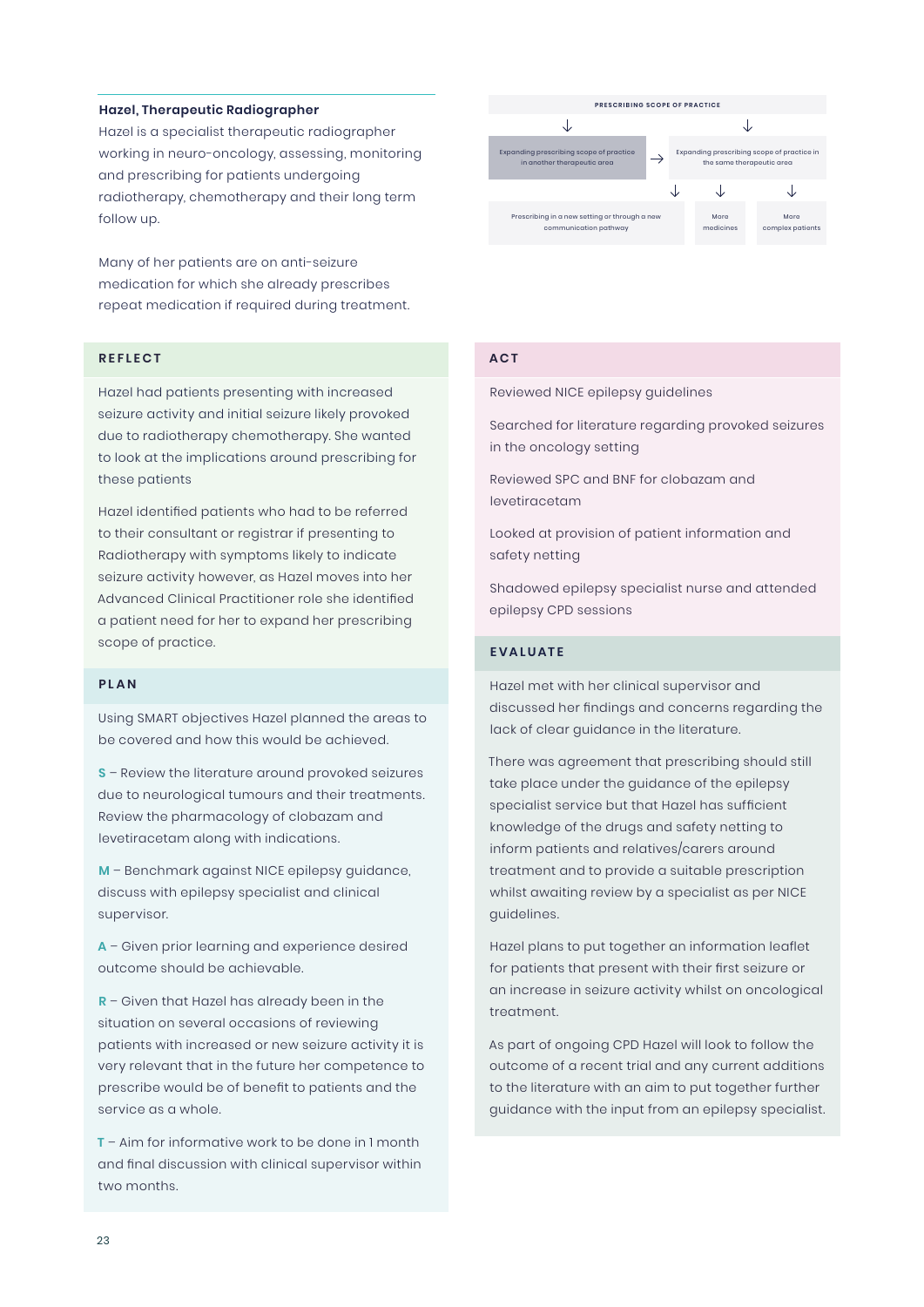### Hazel, Therapeutic Radiographer

Hazel is a specialist therapeutic radiographer working in neuro-oncology, assessing, monitoring and prescribing for patients undergoing radiotherapy, chemotherapy and their long term follow up.

Many of her patients are on anti-seizure medication for which she already prescribes repeat medication if required during treatment.

**PRESCRIBING SCOPE OF PRACTICE**

- Expanding prescribing scope of practice in another therapeutic area → Expanding prescribing scope of practice in the same therapeutic area
- Prescribing in a new setting or through a new communication pathway
- More medicines
- More complex patients

## REFLECT

Hazel had patients presenting with increased seizure activity and initial seizure likely provoked due to radiotherapy chemotherapy. She wanted to look at the implications around prescribing for these patients

Hazel identified patients who had to be referred to their consultant or registrar if presenting to Radiotherapy with symptoms likely to indicate seizure activity however, as Hazel moves into her Advanced Clinical Practitioner role she identified a patient need for her to expand her prescribing scope of practice.

## PLAN

Using SMART objectives Hazel planned the areas to be covered and how this would be achieved.

**S** – Review the literature around provoked seizures due to neurological tumours and their treatments. Review the pharmacology of clobazam and levetiracetam along with indications.

**M** – Benchmark against NICE epilepsy guidance, discuss with epilepsy specialist and clinical supervisor.

**A** – Given prior learning and experience desired outcome should be achievable.

**R** – Given that Hazel has already been in the situation on several occasions of reviewing patients with increased or new seizure activity it is very relevant that in the future her competence to prescribe would be of benefit to patients and the service as a whole.

**T** – Aim for informative work to be done in 1 month and final discussion with clinical supervisor within two months.

## ACT

Reviewed NICE epilepsy guidelines

Searched for literature regarding provoked seizures in the oncology setting

Reviewed SPC and BNF for clobazam and levetiracetam

Looked at provision of patient information and safety netting

Shadowed epilepsy specialist nurse and attended epilepsy CPD sessions

## EVALUATE

Hazel met with her clinical supervisor and discussed her findings and concerns regarding the lack of clear guidance in the literature.

There was agreement that prescribing should still take place under the guidance of the epilepsy specialist service but that Hazel has sufficient knowledge of the drugs and safety netting to inform patients and relatives/carers around treatment and to provide a suitable prescription whilst awaiting review by a specialist as per NICE guidelines.

Hazel plans to put together an information leaflet for patients that present with their first seizure or an increase in seizure activity whilst on oncological treatment.

As part of ongoing CPD Hazel will look to follow the outcome of a recent trial and any current additions to the literature with an aim to put together further guidance with the input from an epilepsy specialist.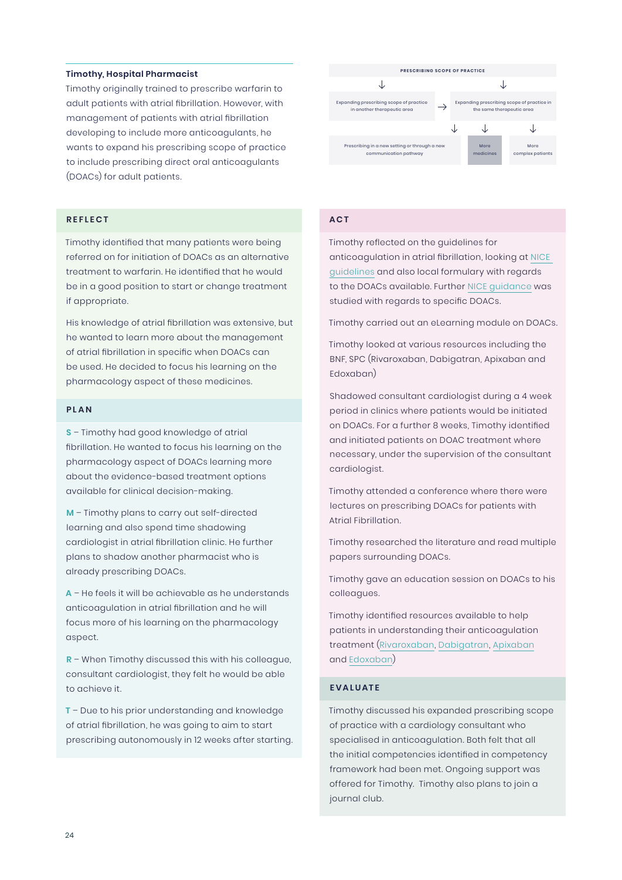**Timothy, Hospital Pharmacist**

Timothy originally trained to prescribe warfarin to adult patients with atrial fibrillation. However, with management of patients with atrial fibrillation developing to include more anticoagulants, he wants to expand his prescribing scope of practice to include prescribing direct oral anticoagulants (DOACs) for adult patients.

PRESCRIBING SCOPE OF PRACTICE

- Expanding prescribing scope of practice in another therapeutic area → Expanding prescribing scope of practice in the same therapeutic area
- Prescribing in a new setting or through a new communication pathway
- More medicines
- More complex patients

## REFLECT

Timothy identified that many patients were being referred on for initiation of DOACs as an alternative treatment to warfarin. He identified that he would be in a good position to start or change treatment if appropriate.

His knowledge of atrial fibrillation was extensive, but he wanted to learn more about the management of atrial fibrillation in specific when DOACs can be used. He decided to focus his learning on the pharmacology aspect of these medicines.

## PLAN

**S** – Timothy had good knowledge of atrial fibrillation. He wanted to focus his learning on the pharmacology aspect of DOACs learning more about the evidence-based treatment options available for clinical decision-making.

**M** – Timothy plans to carry out self-directed learning and also spend time shadowing cardiologist in atrial fibrillation clinic. He further plans to shadow another pharmacist who is already prescribing DOACs.

**A** – He feels it will be achievable as he understands anticoagulation in atrial fibrillation and he will focus more of his learning on the pharmacology aspect.

**R** – When Timothy discussed this with his colleague, consultant cardiologist, they felt he would be able to achieve it.

**T** – Due to his prior understanding and knowledge of atrial fibrillation, he was going to aim to start prescribing autonomously in 12 weeks after starting.

## ACT

Timothy reflected on the guidelines for anticoagulation in atrial fibrillation, looking at NICE guidelines and also local formulary with regards to the DOACs available. Further NICE guidance was studied with regards to specific DOACs.

Timothy carried out an eLearning module on DOACs.

Timothy looked at various resources including the BNF, SPC (Rivaroxaban, Dabigatran, Apixaban and Edoxaban)

Shadowed consultant cardiologist during a 4 week period in clinics where patients would be initiated on DOACs. For a further 8 weeks, Timothy identified and initiated patients on DOAC treatment where necessary, under the supervision of the consultant cardiologist.

Timothy attended a conference where there were lectures on prescribing DOACs for patients with Atrial Fibrillation.

Timothy researched the literature and read multiple papers surrounding DOACs.

Timothy gave an education session on DOACs to his colleagues.

Timothy identified resources available to help patients in understanding their anticoagulation treatment (Rivaroxaban, Dabigatran, Apixaban and Edoxaban)

## EVALUATE

Timothy discussed his expanded prescribing scope of practice with a cardiology consultant who specialised in anticoagulation. Both felt that all the initial competencies identified in competency framework had been met. Ongoing support was offered for Timothy. Timothy also plans to join a journal club.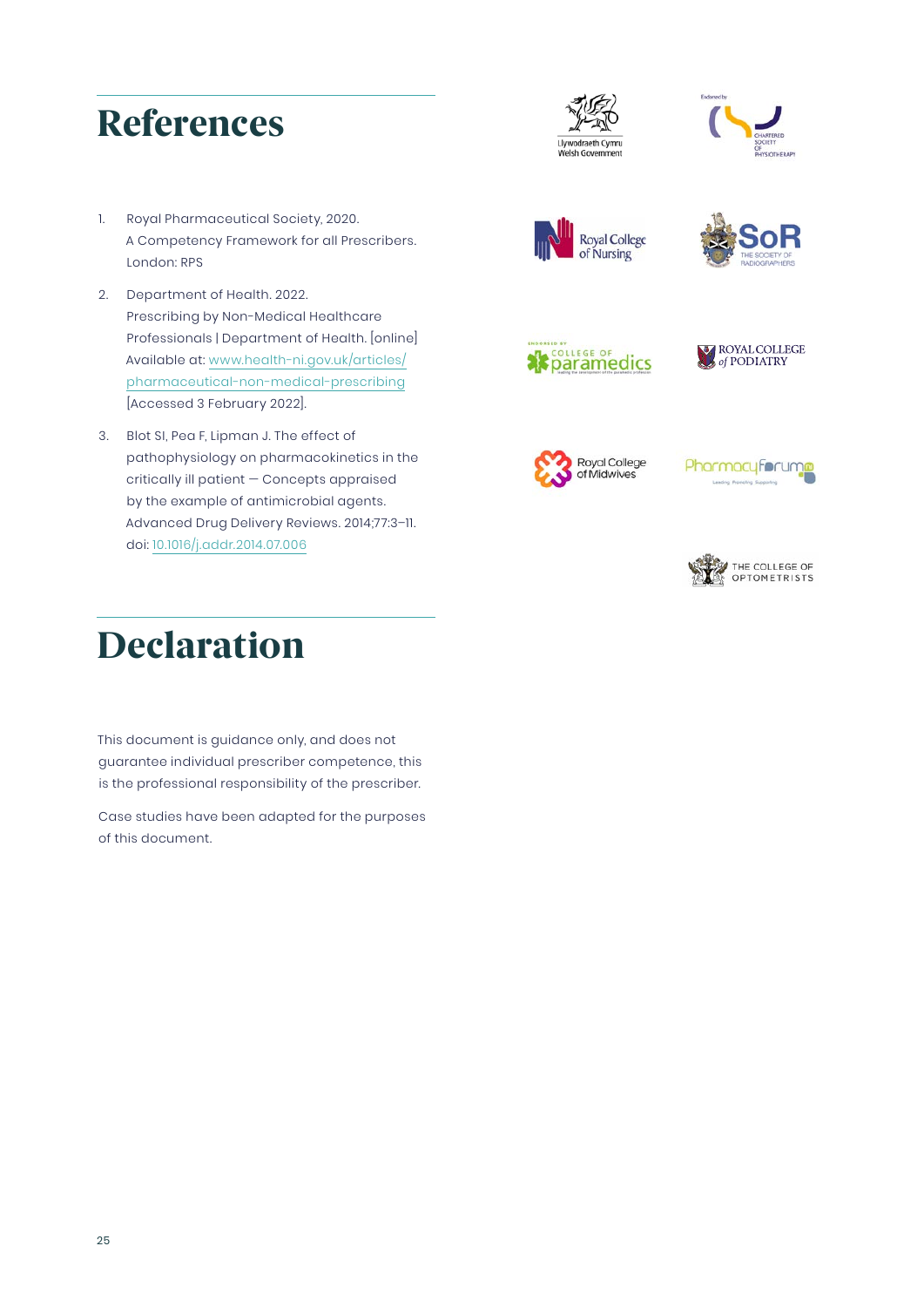# References

1. Royal Pharmaceutical Society, 2020. A Competency Framework for all Prescribers. London: RPS
2. Department of Health. 2022. Prescribing by Non-Medical Healthcare Professionals | Department of Health. [online] Available at: www.health-ni.gov.uk/articles/pharmaceutical-non-medical-prescribing [Accessed 3 February 2022].
3. Blot SI, Pea F, Lipman J. The effect of pathophysiology on pharmacokinetics in the critically ill patient — Concepts appraised by the example of antimicrobial agents. Advanced Drug Delivery Reviews. 2014;77:3–11. doi: 10.1016/j.addr.2014.07.006

# Declaration

This document is guidance only, and does not guarantee individual prescriber competence, this is the professional responsibility of the prescriber.

Case studies have been adapted for the purposes of this document.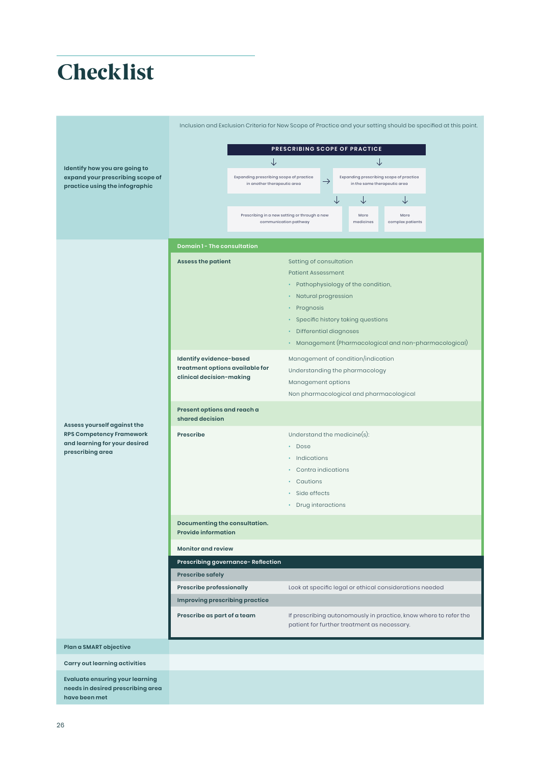# Checklist

**Identify how you are going to expand your prescribing scope of practice using the infographic**

Inclusion and Exclusion Criteria for New Scope of Practice and your setting should be specified at this point.

**PRESCRIBING SCOPE OF PRACTICE**

- Expanding prescribing scope of practice in another therapeutic area → Expanding prescribing scope of practice in the same therapeutic area
- Prescribing in a new setting or through a new communication pathway
- More medicines
- More complex patients

**Assess yourself against the RPS Competency Framework and learning for your desired prescribing area**

| Domain 1 - The consultation | |
|---|---|
| **Assess the patient** | Setting of consultation<br>Patient Assessment<br>• Pathophysiology of the condition,<br>• Natural progression<br>• Prognosis<br>• Specific history taking questions<br>• Differential diagnoses<br>• Management (Pharmacological and non-pharmacological) |
| **Identify evidence-based treatment options available for clinical decision-making** | Management of condition/indication<br>Understanding the pharmacology<br>Management options<br>Non pharmacological and pharmacological |
| **Present options and reach a shared decision** | |
| **Prescribe** | Understand the medicine(s):<br>• Dose<br>• Indications<br>• Contra indications<br>• Cautions<br>• Side effects<br>• Drug interactions |
| **Documenting the consultation. Provide information** | |
| **Monitor and review** | |

| Prescribing governance- Reflection | |
|---|---|
| **Prescribe safely** | |
| **Prescribe professionally** | Look at specific legal or ethical considerations needed |
| **Improving prescribing practice** | |
| **Prescribe as part of a team** | If prescribing autonomously in practice, know where to refer the patient for further treatment as necessary. |

**Plan a SMART objective**

**Carry out learning activities**

**Evaluate ensuring your learning needs in desired prescribing area have been met**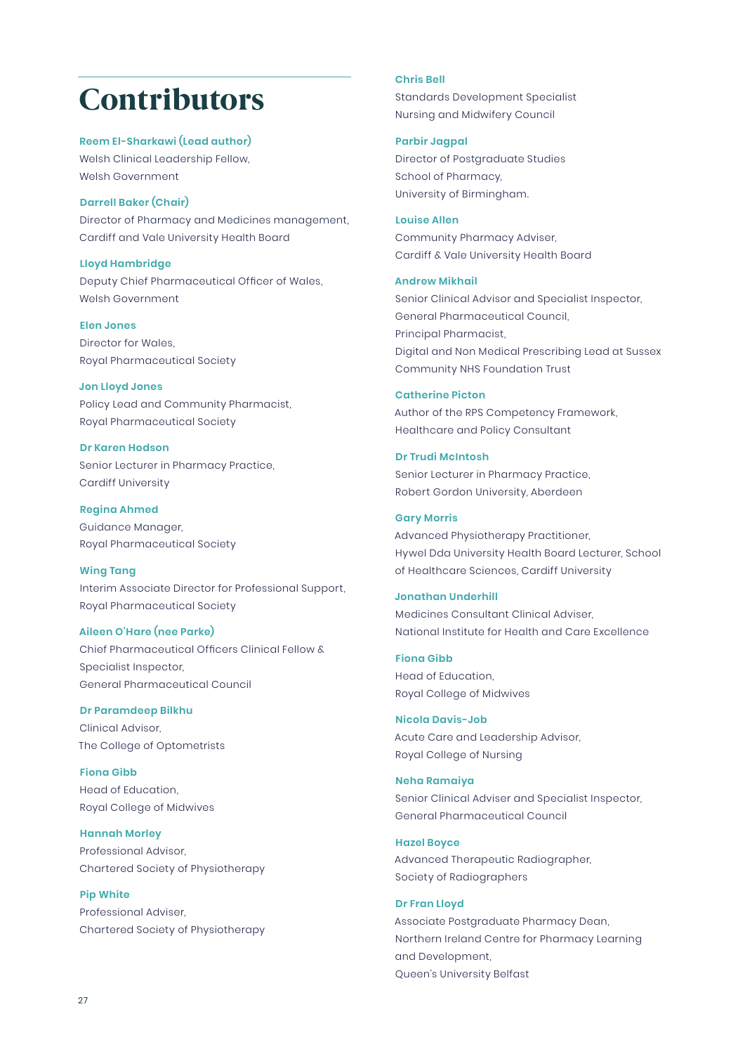# Contributors

**Reem El-Sharkawi (Lead author)**
Welsh Clinical Leadership Fellow,
Welsh Government

**Darrell Baker (Chair)**
Director of Pharmacy and Medicines management,
Cardiff and Vale University Health Board

**Lloyd Hambridge**
Deputy Chief Pharmaceutical Officer of Wales,
Welsh Government

**Elen Jones**
Director for Wales,
Royal Pharmaceutical Society

**Jon Lloyd Jones**
Policy Lead and Community Pharmacist,
Royal Pharmaceutical Society

**Dr Karen Hodson**
Senior Lecturer in Pharmacy Practice,
Cardiff University

**Regina Ahmed**
Guidance Manager,
Royal Pharmaceutical Society

**Wing Tang**
Interim Associate Director for Professional Support,
Royal Pharmaceutical Society

**Aileen O'Hare (nee Parke)**
Chief Pharmaceutical Officers Clinical Fellow &
Specialist Inspector,
General Pharmaceutical Council

**Dr Paramdeep Bilkhu**
Clinical Advisor,
The College of Optometrists

**Fiona Gibb**
Head of Education,
Royal College of Midwives

**Hannah Morley**
Professional Advisor,
Chartered Society of Physiotherapy

**Pip White**
Professional Adviser,
Chartered Society of Physiotherapy

**Chris Bell**
Standards Development Specialist
Nursing and Midwifery Council

**Parbir Jagpal**
Director of Postgraduate Studies
School of Pharmacy,
University of Birmingham.

**Louise Allen**
Community Pharmacy Adviser,
Cardiff & Vale University Health Board

**Andrew Mikhail**
Senior Clinical Advisor and Specialist Inspector,
General Pharmaceutical Council,
Principal Pharmacist,
Digital and Non Medical Prescribing Lead at Sussex Community NHS Foundation Trust

**Catherine Picton**
Author of the RPS Competency Framework,
Healthcare and Policy Consultant

**Dr Trudi McIntosh**
Senior Lecturer in Pharmacy Practice,
Robert Gordon University, Aberdeen

**Gary Morris**
Advanced Physiotherapy Practitioner,
Hywel Dda University Health Board Lecturer, School of Healthcare Sciences, Cardiff University

**Jonathan Underhill**
Medicines Consultant Clinical Adviser,
National Institute for Health and Care Excellence

**Fiona Gibb**
Head of Education,
Royal College of Midwives

**Nicola Davis-Job**
Acute Care and Leadership Advisor,
Royal College of Nursing

**Neha Ramaiya**
Senior Clinical Adviser and Specialist Inspector,
General Pharmaceutical Council

**Hazel Boyce**
Advanced Therapeutic Radiographer,
Society of Radiographers

**Dr Fran Lloyd**
Associate Postgraduate Pharmacy Dean,
Northern Ireland Centre for Pharmacy Learning and Development,
Queen's University Belfast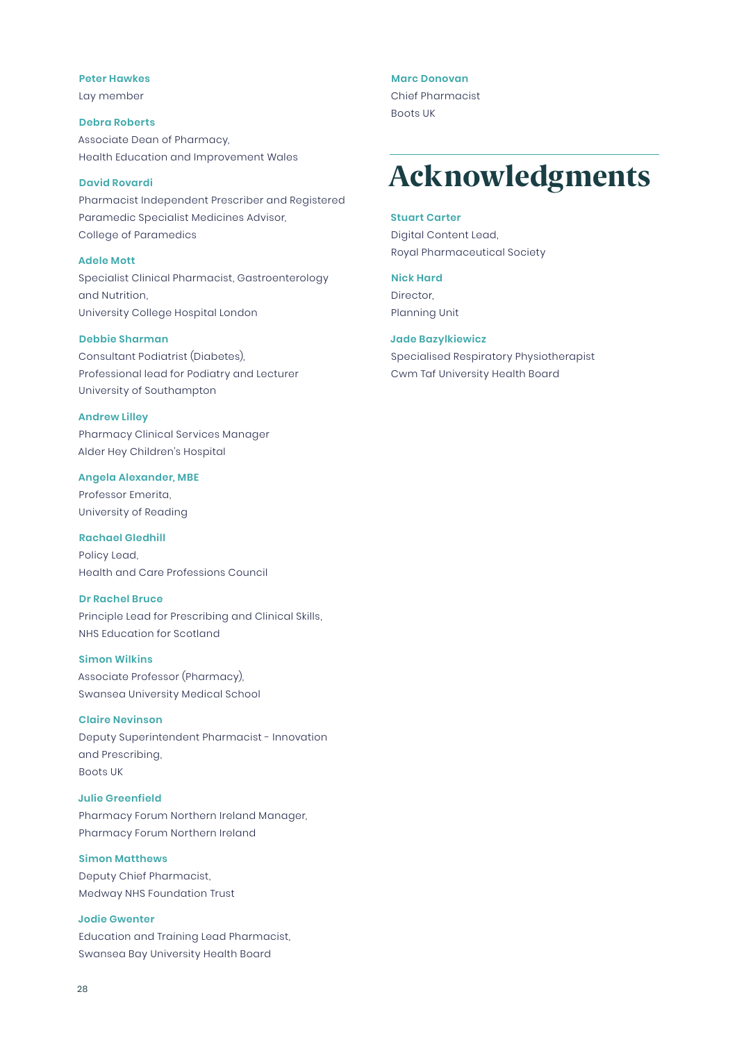**Peter Hawkes**
Lay member

**Debra Roberts**
Associate Dean of Pharmacy,
Health Education and Improvement Wales

**David Rovardi**
Pharmacist Independent Prescriber and Registered Paramedic Specialist Medicines Advisor,
College of Paramedics

**Adele Mott**
Specialist Clinical Pharmacist, Gastroenterology and Nutrition,
University College Hospital London

**Debbie Sharman**
Consultant Podiatrist (Diabetes),
Professional lead for Podiatry and Lecturer
University of Southampton

**Andrew Lilley**
Pharmacy Clinical Services Manager
Alder Hey Children's Hospital

**Angela Alexander, MBE**
Professor Emerita,
University of Reading

**Rachael Gledhill**
Policy Lead,
Health and Care Professions Council

**Dr Rachel Bruce**
Principle Lead for Prescribing and Clinical Skills,
NHS Education for Scotland

**Simon Wilkins**
Associate Professor (Pharmacy),
Swansea University Medical School

**Claire Nevinson**
Deputy Superintendent Pharmacist - Innovation and Prescribing,
Boots UK

**Julie Greenfield**
Pharmacy Forum Northern Ireland Manager,
Pharmacy Forum Northern Ireland

**Simon Matthews**
Deputy Chief Pharmacist,
Medway NHS Foundation Trust

**Jodie Gwenter**
Education and Training Lead Pharmacist,
Swansea Bay University Health Board

**Marc Donovan**
Chief Pharmacist
Boots UK

# Acknowledgments

**Stuart Carter**
Digital Content Lead,
Royal Pharmaceutical Society

**Nick Hard**
Director,
Planning Unit

**Jade Bazylkiewicz**
Specialised Respiratory Physiotherapist
Cwm Taf University Health Board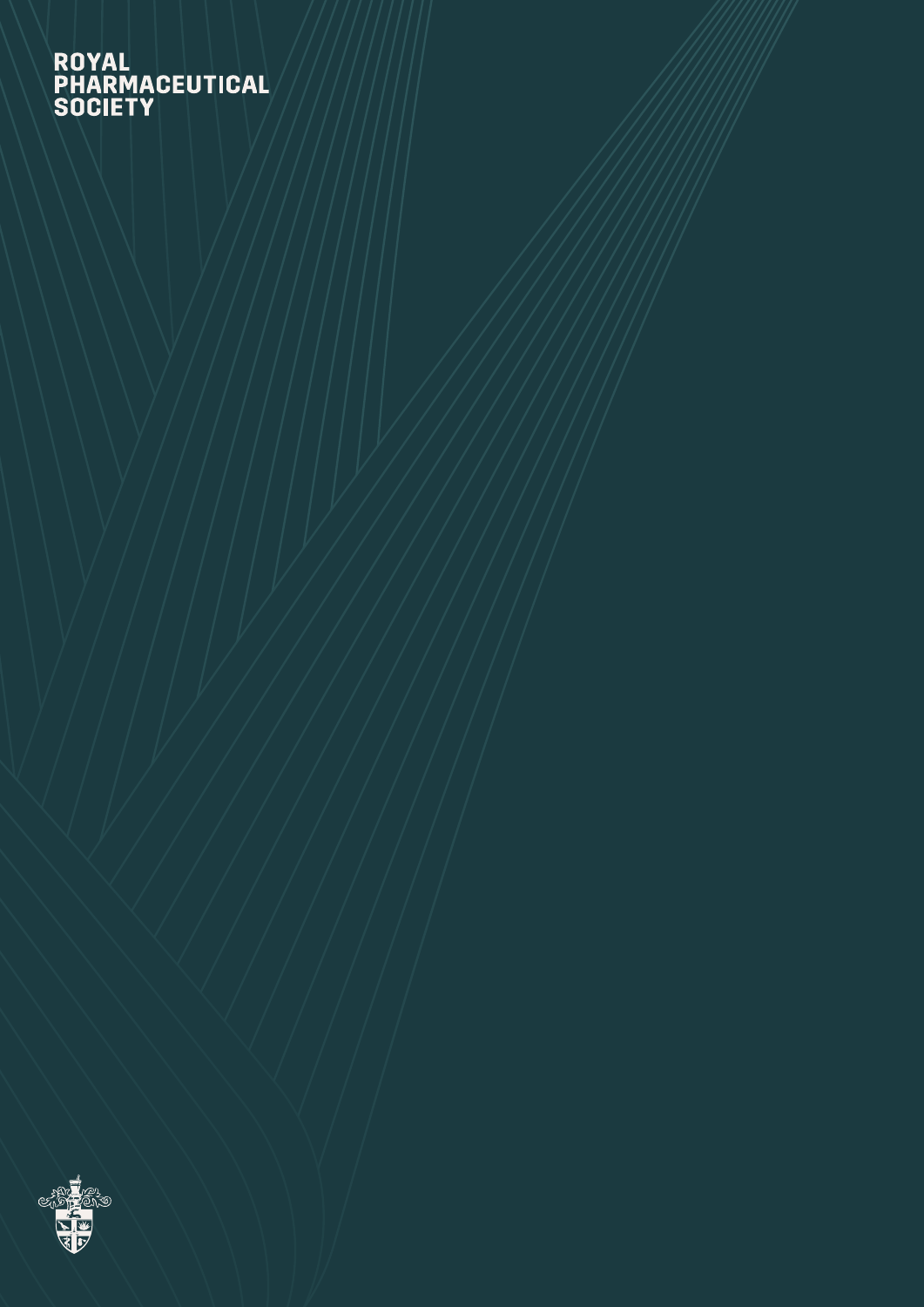ROYAL
PHARMACEUTICAL
SOCIETY